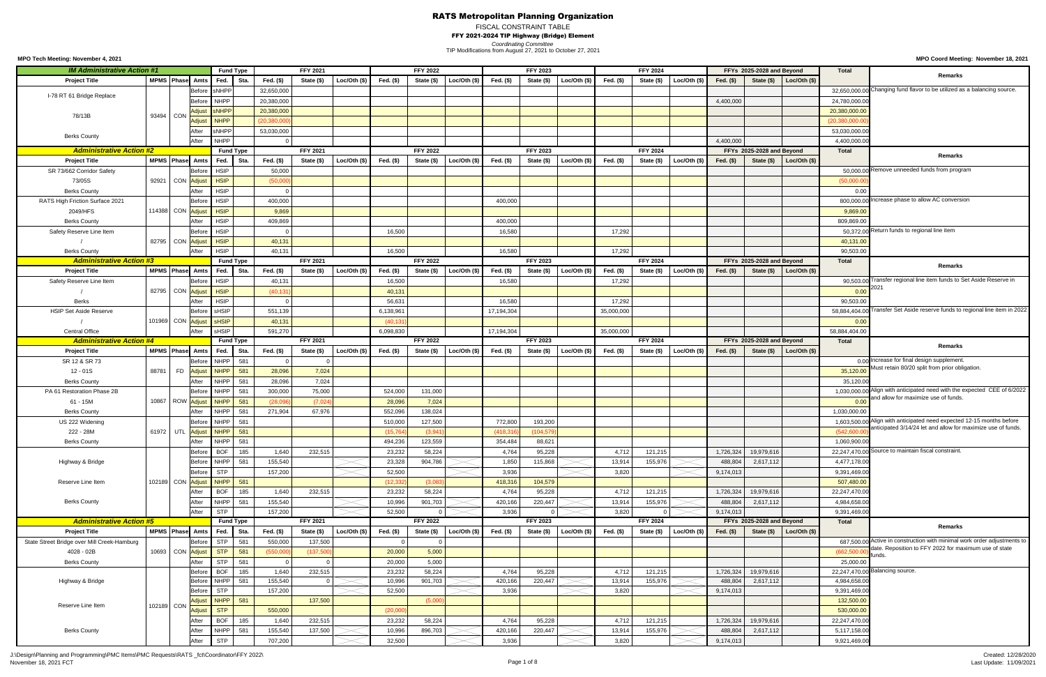# RATS Metropolitan Planning Organization

FISCAL CONSTRAINT TABLE

**FFY 2021-2024 TIP Highway (Bridge) Element**

*Coordinating Committee*

TIP Modifications from August 27, 2021 to October 27, 2021

**MPO Tech Meeting: November 4, 2021** | **MPO Coord Meeting: November 18, 2021**

| **IM Administrative Action #1** | | | | Fund Type | | FFY 2021 | | | FFY 2022 | | | FFY 2023 | | | FFY 2024 | | | FFYs 2025-2028 and Beyond | | | Total | Remarks |
|---|---|---|---|---|---|---|---|---|---|---|---|---|---|---|---|---|---|---|---|---|---|---|
| **Project Title** | **MPMS** | **Phase** | **Amts** | **Fed.** | **Sta.** | **Fed. ($)** | **State ($)** | **Loc/Oth ($)** | **Fed. ($)** | **State ($)** | **Loc/Oth ($)** | **Fed. ($)** | **State ($)** | **Loc/Oth ($)** | **Fed. ($)** | **State ($)** | **Loc/Oth ($)** | **Fed. ($)** | **State ($)** | **Loc/Oth ($)** | | |
| I-78 RT 61 Bridge Replace | | | Before | sNHPP | | 32,650,000 | | | | | | | | | | | | | | | 32,650,000.00 | Changing fund flavor to be utilized as a balancing source. |
| | | | Before | NHPP | | 20,380,000 | | | | | | | | | | | | 4,400,000 | | | 24,780,000.00 | |
| 78/13B | 93494 | CON | Adjust | sNHPP | | 20,380,000 | | | | | | | | | | | | | | | 20,380,000.00 | |
| | | | Adjust | NHPP | | (20,380,000) | | | | | | | | | | | | | | | (20,380,000.00) | |
| Berks County | | | After | sNHPP | | 53,030,000 | | | | | | | | | | | | | | | 53,030,000.00 | |
| | | | After | NHPP | | 0 | | | | | | | | | | | | 4,400,000 | | | 4,400,000.00 | |

| **Administrative Action #2** | | | | Fund Type | | FFY 2021 | | | FFY 2022 | | | FFY 2023 | | | FFY 2024 | | | FFYs 2025-2028 and Beyond | | | Total | Remarks |
|---|---|---|---|---|---|---|---|---|---|---|---|---|---|---|---|---|---|---|---|---|---|---|
| **Project Title** | **MPMS** | **Phase** | **Amts** | **Fed.** | **Sta.** | **Fed. ($)** | **State ($)** | **Loc/Oth ($)** | **Fed. ($)** | **State ($)** | **Loc/Oth ($)** | **Fed. ($)** | **State ($)** | **Loc/Oth ($)** | **Fed. ($)** | **State ($)** | **Loc/Oth ($)** | **Fed. ($)** | **State ($)** | **Loc/Oth ($)** | | |
| SR 73/662 Corridor Safety | | | Before | HSIP | | 50,000 | | | | | | | | | | | | | | | 50,000.00 | Remove unneeded funds from program |
| 73/05S | 92921 | CON | Adjust | HSIP | | (50,000) | | | | | | | | | | | | | | | (50,000.00) | |
| Berks County | | | After | HSIP | | 0 | | | | | | | | | | | | | | | 0.00 | |
| RATS High Friction Surface 2021 | | | Before | HSIP | | 400,000 | | | | | | 400,000 | | | | | | | | | 800,000.00 | Increase phase to allow AC conversion |
| 2049/HFS | 114388 | CON | Adjust | HSIP | | 9,869 | | | | | | | | | | | | | | | 9,869.00 | |
| Berks County | | | After | HSIP | | 409,869 | | | | | | 400,000 | | | | | | | | | 809,869.00 | |
| Safety Reserve Line Item | | | Before | HSIP | | 0 | | | 16,500 | | | 16,580 | | | 17,292 | | | | | | 50,372.00 | Return funds to regional line item |
| / | 82795 | CON | Adjust | HSIP | | 40,131 | | | | | | | | | | | | | | | 40,131.00 | |
| Berks County | | | After | HSIP | | 40,131 | | | 16,500 | | | 16,580 | | | 17,292 | | | | | | 90,503.00 | |

| **Administrative Action #3** | | | | Fund Type | | FFY 2021 | | | FFY 2022 | | | FFY 2023 | | | FFY 2024 | | | FFYs 2025-2028 and Beyond | | | Total | Remarks |
|---|---|---|---|---|---|---|---|---|---|---|---|---|---|---|---|---|---|---|---|---|---|---|
| **Project Title** | **MPMS** | **Phase** | **Amts** | **Fed.** | **Sta.** | **Fed. ($)** | **State ($)** | **Loc/Oth ($)** | **Fed. ($)** | **State ($)** | **Loc/Oth ($)** | **Fed. ($)** | **State ($)** | **Loc/Oth ($)** | **Fed. ($)** | **State ($)** | **Loc/Oth ($)** | **Fed. ($)** | **State ($)** | **Loc/Oth ($)** | | |
| Safety Reserve Line Item | | | Before | HSIP | | 40,131 | | | 16,500 | | | 16,580 | | | 17,292 | | | | | | 90,503.00 | Transfer regional line item funds to Set Aside Reserve in 2021 |
| / | 82795 | CON | Adjust | HSIP | | (40,131) | | | 40,131 | | | | | | | | | | | | 0.00 | |
| Berks | | | After | HSIP | | 0 | | | 56,631 | | | 16,580 | | | 17,292 | | | | | | 90,503.00 | |
| HSIP Set Aside Reserve | | | Before | sHSIP | | 551,139 | | | 6,138,961 | | | 17,194,304 | | | 35,000,000 | | | | | | 58,884,404.00 | Transfer Set Aside reserve funds to regional line item in 2022 |
| / | 101969 | CON | Adjust | sHSIP | | 40,131 | | | (40,131) | | | | | | | | | | | | 0.00 | |
| Central Office | | | After | sHSIP | | 591,270 | | | 6,098,830 | | | 17,194,304 | | | 35,000,000 | | | | | | 58,884,404.00 | |

| **Administrative Action #4** | | | | Fund Type | | FFY 2021 | | | FFY 2022 | | | FFY 2023 | | | FFY 2024 | | | FFYs 2025-2028 and Beyond | | | Total | Remarks |
|---|---|---|---|---|---|---|---|---|---|---|---|---|---|---|---|---|---|---|---|---|---|---|
| **Project Title** | **MPMS** | **Phase** | **Amts** | **Fed.** | **Sta.** | **Fed. ($)** | **State ($)** | **Loc/Oth ($)** | **Fed. ($)** | **State ($)** | **Loc/Oth ($)** | **Fed. ($)** | **State ($)** | **Loc/Oth ($)** | **Fed. ($)** | **State ($)** | **Loc/Oth ($)** | **Fed. ($)** | **State ($)** | **Loc/Oth ($)** | | |
| SR 12 & SR 73 | | | Before | NHPP | 581 | 0 | 0 | | | | | | | | | | | | | | 0.00 | Increase for final design supplement. Must retain 80/20 split from prior obligation. |
| 12 - 01S | 88781 | FD | Adjust | NHPP | 581 | 28,096 | 7,024 | | | | | | | | | | | | | | 35,120.00 | |
| Berks County | | | After | NHPP | 581 | 28,096 | 7,024 | | | | | | | | | | | | | | 35,120.00 | |
| PA 61 Restoration Phase 2B | | | Before | NHPP | 581 | 300,000 | 75,000 | | 524,000 | 131,000 | | | | | | | | | | | 1,030,000.00 | Align with anticipated need with the expected CEE of 6/2022 and allow for maximize use of funds. |
| 61 - 15M | 10867 | ROW | Adjust | NHPP | 581 | (28,096) | (7,024) | | 28,096 | 7,024 | | | | | | | | | | | 0.00 | |
| Berks County | | | After | NHPP | 581 | 271,904 | 67,976 | | 552,096 | 138,024 | | | | | | | | | | | 1,030,000.00 | |
| US 222 Widening | | | Before | NHPP | 581 | | | | 510,000 | 127,500 | | 772,800 | 193,200 | | | | | | | | 1,603,500.00 | Align with anticipated need expected 12-15 months before anticipated 3/14/24 let and allow for maximize use of funds. |
| 222 - 28M | 61972 | UTL | Adjust | NHPP | 581 | | | | (15,764) | (3,941) | | (418,316) | (104,579) | | | | | | | | (542,600.00) | |
| Berks County | | | After | NHPP | 581 | | | | 494,236 | 123,559 | | 354,484 | 88,621 | | | | | | | | 1,060,900.00 | |
| | | | Before | BOF | 185 | 1,640 | 232,515 | | 23,232 | 58,224 | | 4,764 | 95,228 | | 4,712 | 121,215 | | 1,726,324 | 19,979,616 | | 22,247,470.00 | Source to maintain fiscal constraint. |
| Highway & Bridge | | | Before | NHPP | 581 | 155,540 | | | 23,328 | 904,786 | | 1,850 | 115,868 | | 13,914 | 155,976 | | 488,804 | 2,617,112 | | 4,477,178.00 | |
| | | | Before | STP | | 157,200 | | | 52,500 | | | 3,936 | | | 3,820 | | | 9,174,013 | | | 9,391,469.00 | |
| Reserve Line Item | 102189 | CON | Adjust | NHPP | 581 | | | | (12,332) | (3,083) | | 418,316 | 104,579 | | | | | | | | 507,480.00 | |
| | | | After | BOF | 185 | 1,640 | 232,515 | | 23,232 | 58,224 | | 4,764 | 95,228 | | 4,712 | 121,215 | | 1,726,324 | 19,979,616 | | 22,247,470.00 | |
| Berks County | | | After | NHPP | 581 | 155,540 | | | 10,996 | 901,703 | | 420,166 | 220,447 | | 13,914 | 155,976 | | 488,804 | 2,617,112 | | 4,984,658.00 | |
| | | | After | STP | | 157,200 | | | 52,500 | | | 3,936 | 0 | | 3,820 | 0 | | 9,174,013 | | | 9,391,469.00 | |

| **Administrative Action #5** | | | | Fund Type | | FFY 2021 | | | FFY 2022 | | | FFY 2023 | | | FFY 2024 | | | FFYs 2025-2028 and Beyond | | | Total | Remarks |
|---|---|---|---|---|---|---|---|---|---|---|---|---|---|---|---|---|---|---|---|---|---|---|
| **Project Title** | **MPMS** | **Phase** | **Amts** | **Fed.** | **Sta.** | **Fed. ($)** | **State ($)** | **Loc/Oth ($)** | **Fed. ($)** | **State ($)** | **Loc/Oth ($)** | **Fed. ($)** | **State ($)** | **Loc/Oth ($)** | **Fed. ($)** | **State ($)** | **Loc/Oth ($)** | **Fed. ($)** | **State ($)** | **Loc/Oth ($)** | | |
| State Street Bridge over Mill Creek-Hamburg | | | Before | STP | 581 | 550,000 | 137,500 | | 0 | 0 | | | | | | | | | | | 687,500.00 | Active in construction with minimal work order adjustments to date. Reposition to FFY 2022 for maximum use of state funds. |
| 4028 - 02B | 10693 | CON | Adjust | STP | 581 | (550,000) | (137,500) | | 20,000 | 5,000 | | | | | | | | | | | (662,500.00) | |
| Berks County | | | After | STP | 581 | 0 | 0 | | 20,000 | 5,000 | | | | | | | | | | | 25,000.00 | |
| | | | Before | BOF | 185 | 1,640 | 232,515 | | 23,232 | 58,224 | | 4,764 | 95,228 | | 4,712 | 121,215 | | 1,726,324 | 19,979,616 | | 22,247,470.00 | Balancing source. |
| Highway & Bridge | | | Before | NHPP | 581 | 155,540 | 0 | | 10,996 | 901,703 | | 420,166 | 220,447 | | 13,914 | 155,976 | | 488,804 | 2,617,112 | | 4,984,658.00 | |
| | | | Before | STP | | 157,200 | | | 52,500 | | | 3,936 | | | 3,820 | | | 9,174,013 | | | 9,391,469.00 | |
| Reserve Line Item | 102189 | CON | Adjust | NHPP | 581 | | 137,500 | | | (5,000) | | | | | | | | | | | 132,500.00 | |
| | | | Adjust | STP | | 550,000 | | | (20,000) | | | | | | | | | | | | 530,000.00 | |
| | | | After | BOF | 185 | 1,640 | 232,515 | | 23,232 | 58,224 | | 4,764 | 95,228 | | 4,712 | 121,215 | | 1,726,324 | 19,979,616 | | 22,247,470.00 | |
| Berks County | | | After | NHPP | 581 | 155,540 | 137,500 | | 10,996 | 896,703 | | 420,166 | 220,447 | | 13,914 | 155,976 | | 488,804 | 2,617,112 | | 5,117,158.00 | |
| | | | After | STP | | 707,200 | | | 32,500 | | | 3,936 | | | 3,820 | | | 9,174,013 | | | 9,921,469.00 | |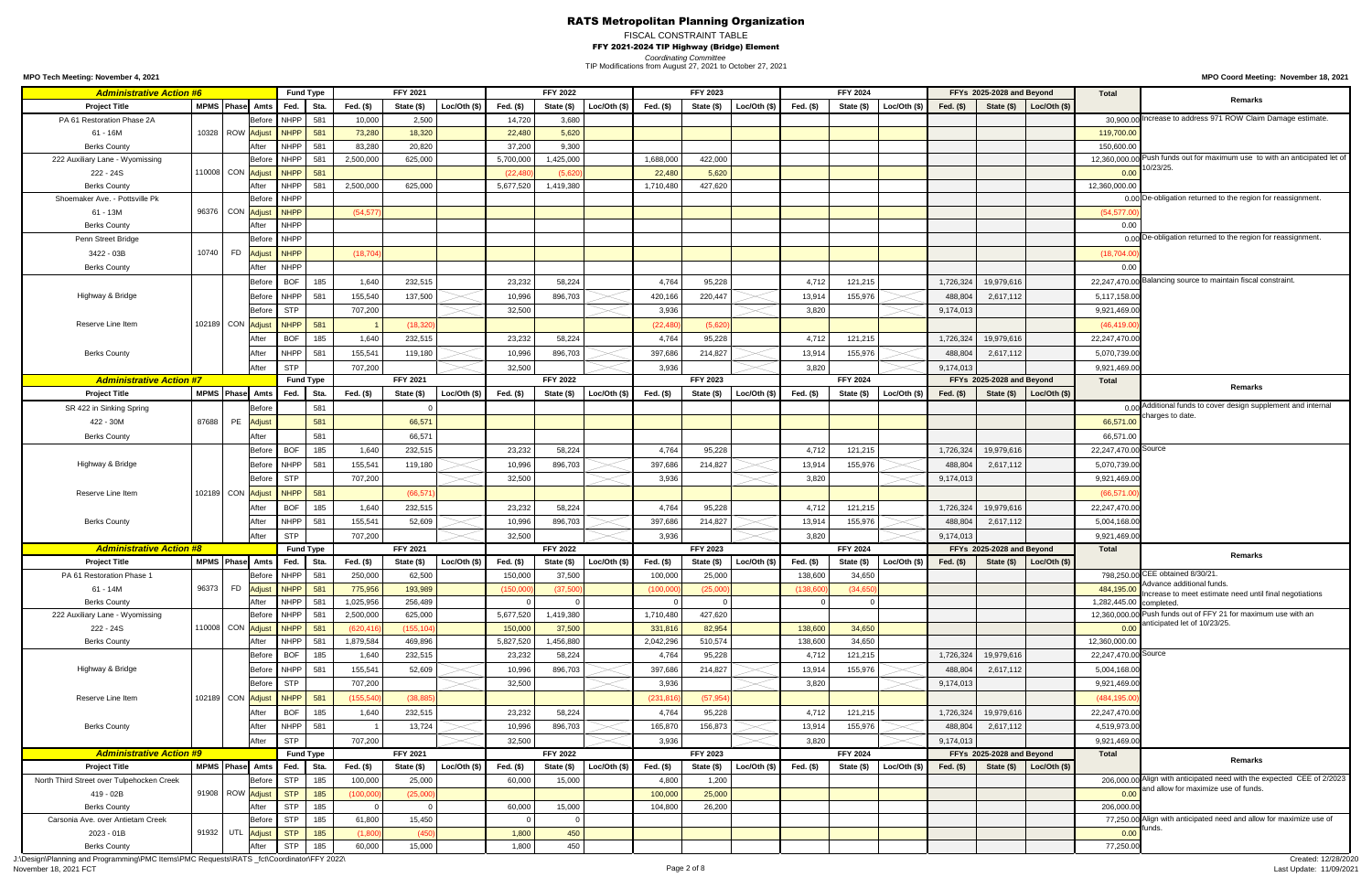# RATS Metropolitan Planning Organization

FISCAL CONSTRAINT TABLE

**FFY 2021-2024 TIP Highway (Bridge) Element**

*Coordinating Committee*

TIP Modifications from August 27, 2021 to October 27, 2021

**MPO Tech Meeting: November 4, 2021** | **MPO Coord Meeting: November 18, 2021**

## Administrative Action #6

| Project Title | MPMS | Phase | Amts | Fund Type Fed. | Fund Type Sta. | FFY 2021 Fed. ($) | FFY 2021 State ($) | FFY 2021 Loc/Oth ($) | FFY 2022 Fed. ($) | FFY 2022 State ($) | FFY 2022 Loc/Oth ($) | FFY 2023 Fed. ($) | FFY 2023 State ($) | FFY 2023 Loc/Oth ($) | FFY 2024 Fed. ($) | FFY 2024 State ($) | FFY 2024 Loc/Oth ($) | FFYs 2025-2028 and Beyond Fed. ($) | FFYs 2025-2028 and Beyond State ($) | FFYs 2025-2028 and Beyond Loc/Oth ($) | Total | Remarks |
|---|---|---|---|---|---|---|---|---|---|---|---|---|---|---|---|---|---|---|---|---|---|---|
| PA 61 Restoration Phase 2A | | | Before | NHPP | 581 | 10,000 | 2,500 | | 14,720 | 3,680 | | | | | | | | | | | 30,900.00 | Increase to address 971 ROW Claim Damage estimate. |
| 61 - 16M | 10328 | ROW | Adjust | NHPP | 581 | 73,280 | 18,320 | | 22,480 | 5,620 | | | | | | | | | | | 119,700.00 | |
| Berks County | | | After | NHPP | 581 | 83,280 | 20,820 | | 37,200 | 9,300 | | | | | | | | | | | 150,600.00 | |
| 222 Auxiliary Lane - Wyomissing | | | Before | NHPP | 581 | 2,500,000 | 625,000 | | 5,700,000 | 1,425,000 | | 1,688,000 | 422,000 | | | | | | | | 12,360,000.00 | Push funds out for maximum use to with an anticipated let of 10/23/25. |
| 222 - 24S | 110008 | CON | Adjust | NHPP | 581 | | | | (22,480) | (5,620) | | 22,480 | 5,620 | | | | | | | | 0.00 | |
| Berks County | | | After | NHPP | 581 | 2,500,000 | 625,000 | | 5,677,520 | 1,419,380 | | 1,710,480 | 427,620 | | | | | | | | 12,360,000.00 | |
| Shoemaker Ave. - Pottsville Pk | | | Before | NHPP | | | | | | | | | | | | | | | | | 0.00 | De-obligation returned to the region for reassignment. |
| 61 - 13M | 96376 | CON | Adjust | NHPP | | (54,577) | | | | | | | | | | | | | | | (54,577.00) | |
| Berks County | | | After | NHPP | | | | | | | | | | | | | | | | | 0.00 | |
| Penn Street Bridge | | | Before | NHPP | | | | | | | | | | | | | | | | | 0.00 | De-obligation returned to the region for reassignment. |
| 3422 - 03B | 10740 | FD | Adjust | NHPP | | (18,704) | | | | | | | | | | | | | | | (18,704.00) | |
| Berks County | | | After | NHPP | | | | | | | | | | | | | | | | | 0.00 | |
| Highway & Bridge | | | Before | BOF | 185 | 1,640 | 232,515 | | 23,232 | 58,224 | | 4,764 | 95,228 | | 4,712 | 121,215 | | 1,726,324 | 19,979,616 | | 22,247,470.00 | Balancing source to maintain fiscal constraint. |
| | | | Before | NHPP | 581 | 155,540 | 137,500 | | 10,996 | 896,703 | | 420,166 | 220,447 | | 13,914 | 155,976 | | 488,804 | 2,617,112 | | 5,117,158.00 | |
| Reserve Line Item | | | Before | STP | | 707,200 | | | 32,500 | | | 3,936 | | | 3,820 | | | 9,174,013 | | | 9,921,469.00 | |
| | 102189 | CON | Adjust | NHPP | 581 | 1 | (18,320) | | | | | (22,480) | (5,620) | | | | | | | | (46,419.00) | |
| | | | After | BOF | 185 | 1,640 | 232,515 | | 23,232 | 58,224 | | 4,764 | 95,228 | | 4,712 | 121,215 | | 1,726,324 | 19,979,616 | | 22,247,470.00 | |
| Berks County | | | After | NHPP | 581 | 155,541 | 119,180 | | 10,996 | 896,703 | | 397,686 | 214,827 | | 13,914 | 155,976 | | 488,804 | 2,617,112 | | 5,070,739.00 | |
| | | | After | STP | | 707,200 | | | 32,500 | | | 3,936 | | | 3,820 | | | 9,174,013 | | | 9,921,469.00 | |

## Administrative Action #7

| Project Title | MPMS | Phase | Amts | Fund Type Fed. | Fund Type Sta. | FFY 2021 Fed. ($) | FFY 2021 State ($) | FFY 2021 Loc/Oth ($) | FFY 2022 Fed. ($) | FFY 2022 State ($) | FFY 2022 Loc/Oth ($) | FFY 2023 Fed. ($) | FFY 2023 State ($) | FFY 2023 Loc/Oth ($) | FFY 2024 Fed. ($) | FFY 2024 State ($) | FFY 2024 Loc/Oth ($) | FFYs 2025-2028 and Beyond Fed. ($) | FFYs 2025-2028 and Beyond State ($) | FFYs 2025-2028 and Beyond Loc/Oth ($) | Total | Remarks |
|---|---|---|---|---|---|---|---|---|---|---|---|---|---|---|---|---|---|---|---|---|---|---|
| SR 422 in Sinking Spring | | | Before | | 581 | | 0 | | | | | | | | | | | | | | 0.00 | Additional funds to cover design supplement and internal charges to date. |
| 422 - 30M | 87688 | PE | Adjust | | 581 | | 66,571 | | | | | | | | | | | | | | 66,571.00 | |
| Berks County | | | After | | 581 | | 66,571 | | | | | | | | | | | | | | 66,571.00 | |
| Highway & Bridge | | | Before | BOF | 185 | 1,640 | 232,515 | | 23,232 | 58,224 | | 4,764 | 95,228 | | 4,712 | 121,215 | | 1,726,324 | 19,979,616 | | 22,247,470.00 | Source |
| | | | Before | NHPP | 581 | 155,541 | 119,180 | | 10,996 | 896,703 | | 397,686 | 214,827 | | 13,914 | 155,976 | | 488,804 | 2,617,112 | | 5,070,739.00 | |
| Reserve Line Item | | | Before | STP | | 707,200 | | | 32,500 | | | 3,936 | | | 3,820 | | | 9,174,013 | | | 9,921,469.00 | |
| | 102189 | CON | Adjust | NHPP | 581 | | (66,571) | | | | | | | | | | | | | | (66,571.00) | |
| | | | After | BOF | 185 | 1,640 | 232,515 | | 23,232 | 58,224 | | 4,764 | 95,228 | | 4,712 | 121,215 | | 1,726,324 | 19,979,616 | | 22,247,470.00 | |
| Berks County | | | After | NHPP | 581 | 155,541 | 52,609 | | 10,996 | 896,703 | | 397,686 | 214,827 | | 13,914 | 155,976 | | 488,804 | 2,617,112 | | 5,004,168.00 | |
| | | | After | STP | | 707,200 | | | 32,500 | | | 3,936 | | | 3,820 | | | 9,174,013 | | | 9,921,469.00 | |

## Administrative Action #8

| Project Title | MPMS | Phase | Amts | Fund Type Fed. | Fund Type Sta. | FFY 2021 Fed. ($) | FFY 2021 State ($) | FFY 2021 Loc/Oth ($) | FFY 2022 Fed. ($) | FFY 2022 State ($) | FFY 2022 Loc/Oth ($) | FFY 2023 Fed. ($) | FFY 2023 State ($) | FFY 2023 Loc/Oth ($) | FFY 2024 Fed. ($) | FFY 2024 State ($) | FFY 2024 Loc/Oth ($) | FFYs 2025-2028 and Beyond Fed. ($) | FFYs 2025-2028 and Beyond State ($) | FFYs 2025-2028 and Beyond Loc/Oth ($) | Total | Remarks |
|---|---|---|---|---|---|---|---|---|---|---|---|---|---|---|---|---|---|---|---|---|---|---|
| PA 61 Restoration Phase 1 | | | Before | NHPP | 581 | 250,000 | 62,500 | | 150,000 | 37,500 | | 100,000 | 25,000 | | 138,600 | 34,650 | | | | | 798,250.00 | CEE obtained 8/30/21. Advance additional funds. Increase to meet estimate need until final negotiations completed. |
| 61 - 14M | 96373 | FD | Adjust | NHPP | 581 | 775,956 | 193,989 | | (150,000) | (37,500) | | (100,000) | (25,000) | | (138,600) | (34,650) | | | | | 484,195.00 | |
| Berks County | | | After | NHPP | 581 | 1,025,956 | 256,489 | | 0 | 0 | | 0 | 0 | | 0 | 0 | | | | | 1,282,445.00 | |
| 222 Auxiliary Lane - Wyomissing | | | Before | NHPP | 581 | 2,500,000 | 625,000 | | 5,677,520 | 1,419,380 | | 1,710,480 | 427,620 | | | | | | | | 12,360,000.00 | Push funds out of FFY 21 for maximum use with an anticipated let of 10/23/25. |
| 222 - 24S | 110008 | CON | Adjust | NHPP | 581 | (620,416) | (155,104) | | 150,000 | 37,500 | | 331,816 | 82,954 | | 138,600 | 34,650 | | | | | 0.00 | |
| Berks County | | | After | NHPP | 581 | 1,879,584 | 469,896 | | 5,827,520 | 1,456,880 | | 2,042,296 | 510,574 | | 138,600 | 34,650 | | | | | 12,360,000.00 | |
| Highway & Bridge | | | Before | BOF | 185 | 1,640 | 232,515 | | 23,232 | 58,224 | | 4,764 | 95,228 | | 4,712 | 121,215 | | 1,726,324 | 19,979,616 | | 22,247,470.00 | Source |
| | | | Before | NHPP | 581 | 155,541 | 52,609 | | 10,996 | 896,703 | | 397,686 | 214,827 | | 13,914 | 155,976 | | 488,804 | 2,617,112 | | 5,004,168.00 | |
| Reserve Line Item | | | Before | STP | | 707,200 | | | 32,500 | | | 3,936 | | | 3,820 | | | 9,174,013 | | | 9,921,469.00 | |
| | 102189 | CON | Adjust | NHPP | 581 | (155,540) | (38,885) | | | | | (231,816) | (57,954) | | | | | | | | (484,195.00) | |
| | | | After | BOF | 185 | 1,640 | 232,515 | | 23,232 | 58,224 | | 4,764 | 95,228 | | 4,712 | 121,215 | | 1,726,324 | 19,979,616 | | 22,247,470.00 | |
| Berks County | | | After | NHPP | 581 | 1 | 13,724 | | 10,996 | 896,703 | | 165,870 | 156,873 | | 13,914 | 155,976 | | 488,804 | 2,617,112 | | 4,519,973.00 | |
| | | | After | STP | | 707,200 | | | 32,500 | | | 3,936 | | | 3,820 | | | 9,174,013 | | | 9,921,469.00 | |

## Administrative Action #9

| Project Title | MPMS | Phase | Amts | Fund Type Fed. | Fund Type Sta. | FFY 2021 Fed. ($) | FFY 2021 State ($) | FFY 2021 Loc/Oth ($) | FFY 2022 Fed. ($) | FFY 2022 State ($) | FFY 2022 Loc/Oth ($) | FFY 2023 Fed. ($) | FFY 2023 State ($) | FFY 2023 Loc/Oth ($) | FFY 2024 Fed. ($) | FFY 2024 State ($) | FFY 2024 Loc/Oth ($) | FFYs 2025-2028 and Beyond Fed. ($) | FFYs 2025-2028 and Beyond State ($) | FFYs 2025-2028 and Beyond Loc/Oth ($) | Total | Remarks |
|---|---|---|---|---|---|---|---|---|---|---|---|---|---|---|---|---|---|---|---|---|---|---|
| North Third Street over Tulpehocken Creek | | | Before | STP | 185 | 100,000 | 25,000 | | 60,000 | 15,000 | | 4,800 | 1,200 | | | | | | | | 206,000.00 | Align with anticipated need with the expected CEE of 2/2023 and allow for maximize use of funds. |
| 419 - 02B | 91908 | ROW | Adjust | STP | 185 | (100,000) | (25,000) | | | | | 100,000 | 25,000 | | | | | | | | 0.00 | |
| Berks County | | | After | STP | 185 | 0 | 0 | | 60,000 | 15,000 | | 104,800 | 26,200 | | | | | | | | 206,000.00 | |
| Carsonia Ave. over Antietam Creek | | | Before | STP | 185 | 61,800 | 15,450 | | 0 | 0 | | | | | | | | | | | 77,250.00 | Align with anticipated need and allow for maximize use of funds. |
| 2023 - 01B | 91932 | UTL | Adjust | STP | 185 | (1,800) | (450) | | 1,800 | 450 | | | | | | | | | | | 0.00 | |
| Berks County | | | After | STP | 185 | 60,000 | 15,000 | | 1,800 | 450 | | | | | | | | | | | 77,250.00 | |

J:\Design\Planning and Programming\PMC Items\PMC Requests\RATS _fct\Coordinator\FFY 2022\
November 18, 2021 FCT

Created: 12/28/2020
Last Update: 11/09/2021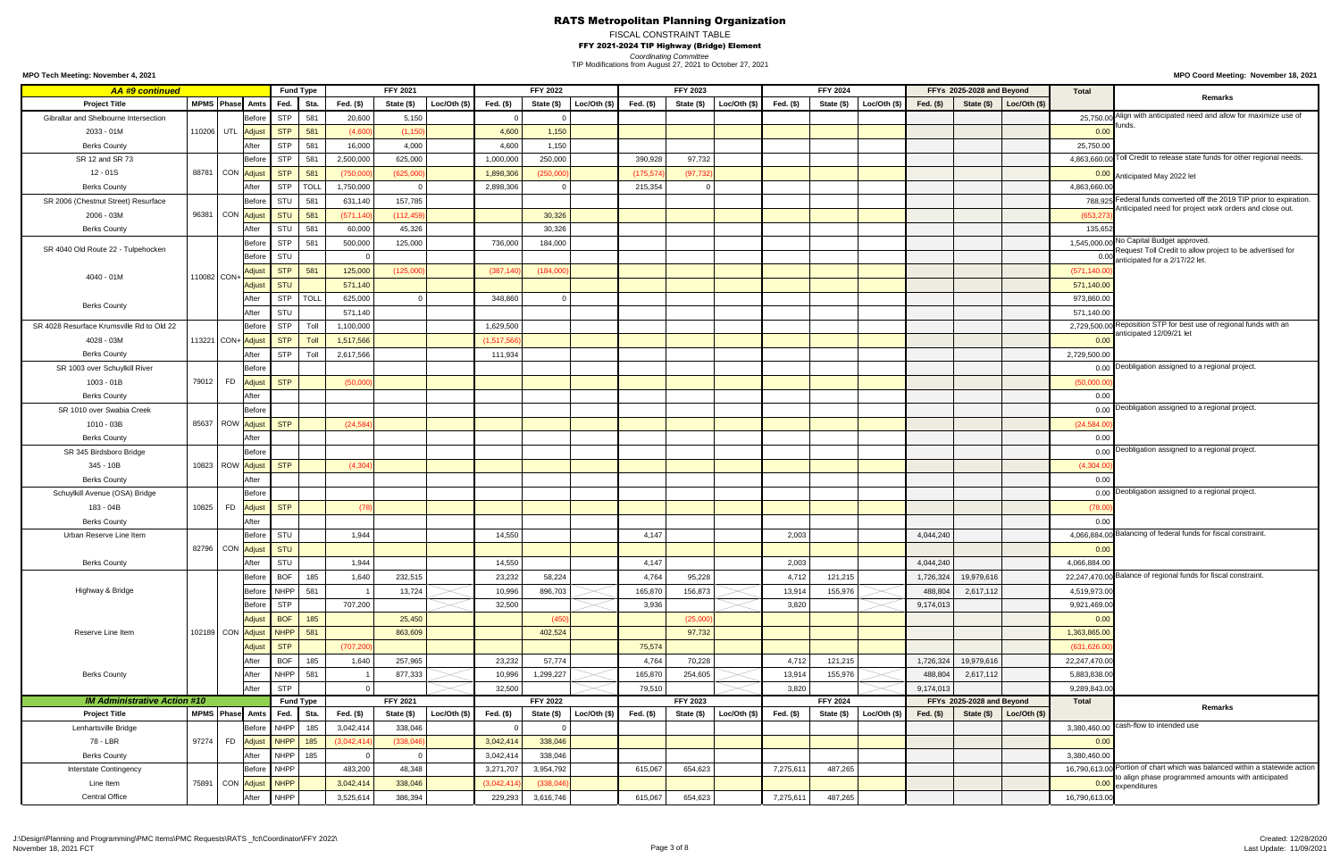# RATS Metropolitan Planning Organization

FISCAL CONSTRAINT TABLE

**FFY 2021-2024 TIP Highway (Bridge) Element**

*Coordinating Committee*

TIP Modifications from August 27, 2021 to October 27, 2021

**MPO Tech Meeting: November 4, 2021** | **MPO Coord Meeting: November 18, 2021**

| ***AA #9 continued*** | | | | Fund Type | | FFY 2021 | | | FFY 2022 | | | FFY 2023 | | | FFY 2024 | | | FFYs 2025-2028 and Beyond | | | Total | Remarks |
|---|---|---|---|---|---|---|---|---|---|---|---|---|---|---|---|---|---|---|---|---|---|---|
| **Project Title** | **MPMS** | **Phase** | **Amts** | **Fed.** | **Sta.** | **Fed. ($)** | **State ($)** | **Loc/Oth ($)** | **Fed. ($)** | **State ($)** | **Loc/Oth ($)** | **Fed. ($)** | **State ($)** | **Loc/Oth ($)** | **Fed. ($)** | **State ($)** | **Loc/Oth ($)** | **Fed. ($)** | **State ($)** | **Loc/Oth ($)** | | |
| Gibraltar and Shelbourne Intersection | | | Before | STP | 581 | 20,600 | 5,150 | | 0 | 0 | | | | | | | | | | | 25,750.00 | Align with anticipated need and allow for maximize use of funds. |
| 2033 - 01M | 110206 | UTL | Adjust | STP | 581 | (4,600) | (1,150) | | 4,600 | 1,150 | | | | | | | | | | | 0.00 | |
| Berks County | | | After | STP | 581 | 16,000 | 4,000 | | 4,600 | 1,150 | | | | | | | | | | | 25,750.00 | |
| SR 12 and SR 73 | | | Before | STP | 581 | 2,500,000 | 625,000 | | 1,000,000 | 250,000 | | 390,928 | 97,732 | | | | | | | | 4,863,660.00 | Toll Credit to release state funds for other regional needs. |
| 12 - 01S | 88781 | CON | Adjust | STP | 581 | (750,000) | (625,000) | | 1,898,306 | (250,000) | | (175,574) | (97,732) | | | | | | | | 0.00 | Anticipated May 2022 let |
| Berks County | | | After | STP | TOLL | 1,750,000 | 0 | | 2,898,306 | 0 | | 215,354 | 0 | | | | | | | | 4,863,660.00 | |
| SR 2006 (Chestnut Street) Resurface | | | Before | STU | 581 | 631,140 | 157,785 | | | | | | | | | | | | | | 788,925 | Federal funds converted off the 2019 TIP prior to expiration. Anticipated need for project work orders and close out. |
| 2006 - 03M | 96381 | CON | Adjust | STU | 581 | (571,140) | (112,459) | | | 30,326 | | | | | | | | | | | (653,273) | |
| Berks County | | | After | STU | 581 | 60,000 | 45,326 | | | 30,326 | | | | | | | | | | | 135,652 | |
| SR 4040 Old Route 22 - Tulpehocken | | | Before | STP | 581 | 500,000 | 125,000 | | 736,000 | 184,000 | | | | | | | | | | | 1,545,000.00 | No Capital Budget approved. Request Toll Credit to allow project to be advertised for anticipated for a 2/17/22 let. |
| | | | Before | STU | | 0 | | | | | | | | | | | | | | | 0.00 | |
| 4040 - 01M | 110082 | CON+ | Adjust | STP | 581 | 125,000 | (125,000) | | (387,140) | (184,000) | | | | | | | | | | | (571,140.00) | |
| | | | Adjust | STU | | 571,140 | | | | | | | | | | | | | | | 571,140.00 | |
| Berks County | | | After | STP | TOLL | 625,000 | 0 | | 348,860 | 0 | | | | | | | | | | | 973,860.00 | |
| | | | After | STU | | 571,140 | | | | | | | | | | | | | | | 571,140.00 | |
| SR 4028 Resurface Krumsville Rd to Old 22 | | | Before | STP | Toll | 1,100,000 | | | 1,629,500 | | | | | | | | | | | | 2,729,500.00 | Reposition STP for best use of regional funds with an anticipated 12/09/21 let |
| 4028 - 03M | 113221 | CON+ | Adjust | STP | Toll | 1,517,566 | | | (1,517,566) | | | | | | | | | | | | 0.00 | |
| Berks County | | | After | STP | Toll | 2,617,566 | | | 111,934 | | | | | | | | | | | | 2,729,500.00 | |
| SR 1003 over Schuylkill River | | | Before | | | | | | | | | | | | | | | | | | 0.00 | Deobligation assigned to a regional project. |
| 1003 - 01B | 79012 | FD | Adjust | STP | | (50,000) | | | | | | | | | | | | | | | (50,000.00) | |
| Berks County | | | After | | | | | | | | | | | | | | | | | | 0.00 | |
| SR 1010 over Swabia Creek | | | Before | | | | | | | | | | | | | | | | | | 0.00 | Deobligation assigned to a regional project. |
| 1010 - 03B | 85637 | ROW | Adjust | STP | | (24,584) | | | | | | | | | | | | | | | (24,584.00) | |
| Berks County | | | After | | | | | | | | | | | | | | | | | | 0.00 | |
| SR 345 Birdsboro Bridge | | | Before | | | | | | | | | | | | | | | | | | 0.00 | Deobligation assigned to a regional project. |
| 345 - 10B | 10823 | ROW | Adjust | STP | | (4,304) | | | | | | | | | | | | | | | (4,304.00) | |
| Berks County | | | After | | | | | | | | | | | | | | | | | | 0.00 | |
| Schuylkill Avenue (OSA) Bridge | | | Before | | | | | | | | | | | | | | | | | | 0.00 | Deobligation assigned to a regional project. |
| 183 - 04B | 10825 | FD | Adjust | STP | | (78) | | | | | | | | | | | | | | | (78.00) | |
| Berks County | | | After | | | | | | | | | | | | | | | | | | 0.00 | |
| Urban Reserve Line Item | | | Before | STU | | 1,944 | | | 14,550 | | | 4,147 | | | 2,003 | | | 4,044,240 | | | 4,066,884.00 | Balancing of federal funds for fiscal constraint. |
| | 82796 | CON | Adjust | STU | | | | | | | | | | | | | | | | | 0.00 | |
| Berks County | | | After | STU | | 1,944 | | | 14,550 | | | 4,147 | | | 2,003 | | | 4,044,240 | | | 4,066,884.00 | |
| | | | Before | BOF | 185 | 1,640 | 232,515 | | 23,232 | 58,224 | | 4,764 | 95,228 | | 4,712 | 121,215 | | 1,726,324 | 19,979,616 | | 22,247,470.00 | Balance of regional funds for fiscal constraint. |
| Highway & Bridge | | | Before | NHPP | 581 | 1 | 13,724 | | 10,996 | 896,703 | | 165,870 | 156,873 | | 13,914 | 155,976 | | 488,804 | 2,617,112 | | 4,519,973.00 | |
| | | | Before | STP | | 707,200 | | | 32,500 | | | 3,936 | | | 3,820 | | | 9,174,013 | | | 9,921,469.00 | |
| | | | Adjust | BOF | 185 | | 25,450 | | | (450) | | | (25,000) | | | | | | | | 0.00 | |
| Reserve Line Item | 102189 | CON | Adjust | NHPP | 581 | | 863,609 | | | 402,524 | | | 97,732 | | | | | | | | 1,363,865.00 | |
| | | | Adjust | STP | | (707,200) | | | | | | 75,574 | | | | | | | | | (631,626.00) | |
| | | | After | BOF | 185 | 1,640 | 257,965 | | 23,232 | 57,774 | | 4,764 | 70,228 | | 4,712 | 121,215 | | 1,726,324 | 19,979,616 | | 22,247,470.00 | |
| Berks County | | | After | NHPP | 581 | 1 | 877,333 | | 10,996 | 1,299,227 | | 165,870 | 254,605 | | 13,914 | 155,976 | | 488,804 | 2,617,112 | | 5,883,838.00 | |
| | | | After | STP | | 0 | | | 32,500 | | | 79,510 | | | 3,820 | | | 9,174,013 | | | 9,289,843.00 | |
| ***IM Administrative Action #10*** | | | | Fund Type | | FFY 2021 | | | FFY 2022 | | | FFY 2023 | | | FFY 2024 | | | FFYs 2025-2028 and Beyond | | | Total | Remarks |
| **Project Title** | **MPMS** | **Phase** | **Amts** | **Fed.** | **Sta.** | **Fed. ($)** | **State ($)** | **Loc/Oth ($)** | **Fed. ($)** | **State ($)** | **Loc/Oth ($)** | **Fed. ($)** | **State ($)** | **Loc/Oth ($)** | **Fed. ($)** | **State ($)** | **Loc/Oth ($)** | **Fed. ($)** | **State ($)** | **Loc/Oth ($)** | | |
| Lenhartsville Bridge | | | Before | NHPP | 185 | 3,042,414 | 338,046 | | 0 | 0 | | | | | | | | | | | 3,380,460.00 | cash-flow to intended use |
| 78 - LBR | 97274 | FD | Adjust | NHPP | 185 | (3,042,414) | (338,046) | | 3,042,414 | 338,046 | | | | | | | | | | | 0.00 | |
| Berks County | | | After | NHPP | 185 | 0 | 0 | | 3,042,414 | 338,046 | | | | | | | | | | | 3,380,460.00 | |
| Interstate Contingency | | | Before | NHPP | | 483,200 | 48,348 | | 3,271,707 | 3,954,792 | | 615,067 | 654,623 | | 7,275,611 | 487,265 | | | | | 16,790,613.00 | Portion of chart which was balanced within a statewide action to align phase programmed amounts with anticipated expenditures |
| Line Item | 75891 | CON | Adjust | NHPP | | 3,042,414 | 338,046 | | (3,042,414) | (338,046) | | | | | | | | | | | 0.00 | |
| Central Office | | | After | NHPP | | 3,525,614 | 386,394 | | 229,293 | 3,616,746 | | 615,067 | 654,623 | | 7,275,611 | 487,265 | | | | | 16,790,613.00 | |

J:\Design\Planning and Programming\PMC Items\PMC Requests\RATS _fct\Coordinator\FFY 2022\
November 18, 2021 FCT

Created: 12/28/2020
Last Update: 11/09/2021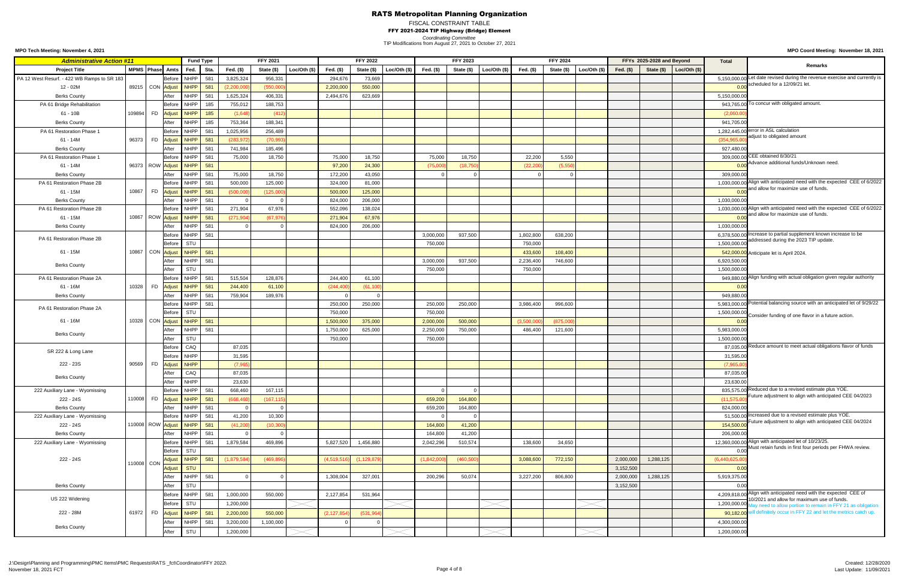# RATS Metropolitan Planning Organization

FISCAL CONSTRAINT TABLE

**FFY 2021-2024 TIP Highway (Bridge) Element**

*Coordinating Committee*

TIP Modifications from August 27, 2021 to October 27, 2021

**MPO Tech Meeting: November 4, 2021** **MPO Coord Meeting: November 18, 2021**

| Administrative Action #11 | | | | Fund Type | | FFY 2021 | | | FFY 2022 | | | FFY 2023 | | | FFY 2024 | | | FFYs 2025-2028 and Beyond | | | Total | Remarks |
|---|---|---|---|---|---|---|---|---|---|---|---|---|---|---|---|---|---|---|---|---|---|---|
| Project Title | MPMS | Phase | Amts | Fed. | Sta. | Fed. ($) | State ($) | Loc/Oth ($) | Fed. ($) | State ($) | Loc/Oth ($) | Fed. ($) | State ($) | Loc/Oth ($) | Fed. ($) | State ($) | Loc/Oth ($) | Fed. ($) | State ($) | Loc/Oth ($) | | |
| PA 12 West Resurf. - 422 WB Ramps to SR 183 | | | Before | NHPP | 581 | 3,825,324 | 956,331 | | 294,676 | 73,669 | | | | | | | | | | | 5,150,000.00 | Let date revised during the revenue exercise and currently is scheduled for a 12/09/21 let. |
| 12 - 02M | 89215 | CON | Adjust | NHPP | 581 | (2,200,000) | (550,000) | | 2,200,000 | 550,000 | | | | | | | | | | | 0.00 | |
| Berks County | | | After | NHPP | 581 | 1,625,324 | 406,331 | | 2,494,676 | 623,669 | | | | | | | | | | | 5,150,000.00 | |
| PA 61 Bridge Rehabilitation | | | Before | NHPP | 185 | 755,012 | 188,753 | | | | | | | | | | | | | | 943,765.00 | To concur with obligated amount. |
| 61 - 10B | 109894 | FD | Adjust | NHPP | 185 | (1,648) | (412) | | | | | | | | | | | | | | (2,060.00) | |
| Berks County | | | After | NHPP | 185 | 753,364 | 188,341 | | | | | | | | | | | | | | 941,705.00 | |
| PA 61 Restoration Phase 1 | | | Before | NHPP | 581 | 1,025,956 | 256,489 | | | | | | | | | | | | | | 1,282,445.00 | error in ASL calculation adjust to obligated amount |
| 61 - 14M | 96373 | FD | Adjust | NHPP | 581 | (283,972) | (70,993) | | | | | | | | | | | | | | (354,965.00) | |
| Berks County | | | After | NHPP | 581 | 741,984 | 185,496 | | | | | | | | | | | | | | 927,480.00 | |
| PA 61 Restoration Phase 1 | | | Before | NHPP | 581 | 75,000 | 18,750 | | 75,000 | 18,750 | | 75,000 | 18,750 | | 22,200 | 5,550 | | | | | 309,000.00 | CEE obtained 8/30/21 Advance additional funds/Unknown need. |
| 61 - 14M | 96373 | ROW | Adjust | NHPP | 581 | | | | 97,200 | 24,300 | | (75,000) | (18,750) | | (22,200) | (5,550) | | | | | 0.00 | |
| Berks County | | | After | NHPP | 581 | 75,000 | 18,750 | | 172,200 | 43,050 | | 0 | 0 | | 0 | 0 | | | | | 309,000.00 | |
| PA 61 Restoration Phase 2B | | | Before | NHPP | 581 | 500,000 | 125,000 | | 324,000 | 81,000 | | | | | | | | | | | 1,030,000.00 | Align with anticipated need with the expected CEE of 6/2022 and allow for maximize use of funds. |
| 61 - 15M | 10867 | FD | Adjust | NHPP | 581 | (500,000) | (125,000) | | 500,000 | 125,000 | | | | | | | | | | | 0.00 | |
| Berks County | | | After | NHPP | 581 | 0 | 0 | | 824,000 | 206,000 | | | | | | | | | | | 1,030,000.00 | |
| PA 61 Restoration Phase 2B | | | Before | NHPP | 581 | 271,904 | 67,976 | | 552,096 | 138,024 | | | | | | | | | | | 1,030,000.00 | Align with anticipated need with the expected CEE of 6/2022 and allow for maximize use of funds. |
| 61 - 15M | 10867 | ROW | Adjust | NHPP | 581 | (271,904) | (67,976) | | 271,904 | 67,976 | | | | | | | | | | | 0.00 | |
| Berks County | | | After | NHPP | 581 | 0 | 0 | | 824,000 | 206,000 | | | | | | | | | | | 1,030,000.00 | |
| PA 61 Restoration Phase 2B | | | Before | NHPP | 581 | | | | | | | 3,000,000 | 937,500 | | 1,802,800 | 638,200 | | | | | 6,378,500.00 | Increase to partial supplement known increase to be addressed during the 2023 TIP update. |
| | | | Before | STU | | | | | | | | 750,000 | | | 750,000 | | | | | | 1,500,000.00 | |
| 61 - 15M | 10867 | CON | Adjust | NHPP | 581 | | | | | | | | | | 433,600 | 108,400 | | | | | 542,000.00 | Anticipate let is April 2024. |
| Berks County | | | After | NHPP | 581 | | | | | | | 3,000,000 | 937,500 | | 2,236,400 | 746,600 | | | | | 6,920,500.00 | |
| | | | After | STU | | | | | | | | 750,000 | | | 750,000 | | | | | | 1,500,000.00 | |
| PA 61 Restoration Phase 2A | | | Before | NHPP | 581 | 515,504 | 128,876 | | 244,400 | 61,100 | | | | | | | | | | | 949,880.00 | Align funding with actual obligation given regular authority |
| 61 - 16M | 10328 | FD | Adjust | NHPP | 581 | 244,400 | 61,100 | | (244,400) | (61,100) | | | | | | | | | | | 0.00 | |
| Berks County | | | After | NHPP | 581 | 759,904 | 189,976 | | 0 | 0 | | | | | | | | | | | 949,880.00 | |
| PA 61 Restoration Phase 2A | | | Before | NHPP | 581 | | | | 250,000 | 250,000 | | 250,000 | 250,000 | | 3,986,400 | 996,600 | | | | | 5,983,000.00 | Potential balancing source with an anticipated let of 9/29/22 Consider funding of one flavor in a future action. |
| | | | Before | STU | | | | | 750,000 | | | 750,000 | | | | | | | | | 1,500,000.00 | |
| 61 - 16M | 10328 | CON | Adjust | NHPP | 581 | | | | 1,500,000 | 375,000 | | 2,000,000 | 500,000 | | (3,500,000) | (875,000) | | | | | 0.00 | |
| Berks County | | | After | NHPP | 581 | | | | 1,750,000 | 625,000 | | 2,250,000 | 750,000 | | 486,400 | 121,600 | | | | | 5,983,000.00 | |
| | | | After | STU | | | | | 750,000 | | | 750,000 | | | | | | | | | 1,500,000.00 | |
| SR 222 & Long Lane | | | Before | CAQ | | 87,035 | | | | | | | | | | | | | | | 87,035.00 | Reduce amount to meet actual obligations flavor of funds |
| | | | Before | NHPP | | 31,595 | | | | | | | | | | | | | | | 31,595.00 | |
| 222 - 23S | 90569 | FD | Adjust | NHPP | | (7,965) | | | | | | | | | | | | | | | (7,965.00) | |
| Berks County | | | After | CAQ | | 87,035 | | | | | | | | | | | | | | | 87,035.00 | |
| | | | After | NHPP | | 23,630 | | | | | | | | | | | | | | | 23,630.00 | |
| 222 Auxiliary Lane - Wyomissing | | | Before | NHPP | 581 | 668,460 | 167,115 | | | | | 0 | 0 | | | | | | | | 835,575.00 | Reduced due to a revised estimate plus YOE. Future adjustment to align with anticipated CEE 04/2023 |
| 222 - 24S | 110008 | FD | Adjust | NHPP | 581 | (668,460) | (167,115) | | | | | 659,200 | 164,800 | | | | | | | | (11,575.00) | |
| Berks County | | | After | NHPP | 581 | 0 | 0 | | | | | 659,200 | 164,800 | | | | | | | | 824,000.00 | |
| 222 Auxiliary Lane - Wyomissing | | | Before | NHPP | 581 | 41,200 | 10,300 | | | | | 0 | 0 | | | | | | | | 51,500.00 | Increased due to a revised estimate plus YOE. Future adjustment to align with anticipated CEE 04/2024 |
| 222 - 24S | 110008 | ROW | Adjust | NHPP | 581 | (41,200) | (10,300) | | | | | 164,800 | 41,200 | | | | | | | | 154,500.00 | |
| Berks County | | | After | NHPP | 581 | 0 | 0 | | | | | 164,800 | 41,200 | | | | | | | | 206,000.00 | |
| 222 Auxiliary Lane - Wyomissing | | | Before | NHPP | 581 | 1,879,584 | 469,896 | | 5,827,520 | 1,456,880 | | 2,042,296 | 510,574 | | 138,600 | 34,650 | | | | | 12,360,000.00 | Align with anticipated let of 10/23/25. Must retain funds in first four periods per FHWA review. |
| | | | Before | STU | | | | | | | | | | | | | | | | | 0.00 | |
| 222 - 24S | 110008 | CON | Adjust | NHPP | 581 | (1,879,584) | (469,896) | | (4,519,516) | (1,129,879) | | (1,842,000) | (460,500) | | 3,088,600 | 772,150 | | 2,000,000 | 1,288,125 | | (6,440,625.00) | |
| | | | Adjust | STU | | | | | | | | | | | | | | 3,152,500 | | | 0.00 | |
| | | | After | NHPP | 581 | 0 | 0 | | 1,308,004 | 327,001 | | 200,296 | 50,074 | | 3,227,200 | 806,800 | | 2,000,000 | 1,288,125 | | 5,919,375.00 | |
| Berks County | | | After | STU | | | | | | | | | | | | | | 3,152,500 | | | 0.00 | |
| US 222 Widening | | | Before | NHPP | 581 | 1,000,000 | 550,000 | | 2,127,854 | 531,964 | | | | | | | | | | | 4,209,818.00 | Align with anticipated need with the expected CEE of 10/2021 and allow for maximum use of funds. May need to allow portion to remain in FFY 21 as obligation will definitely occur in FFY 22 and let the metrics catch up. |
| | | | Before | STU | | 1,200,000 | | | | | | | | | | | | | | | 1,200,000.00 | |
| 222 - 28M | 61972 | FD | Adjust | NHPP | 581 | 2,200,000 | 550,000 | | (2,127,854) | (531,964) | | | | | | | | | | | 90,182.00 | |
| Berks County | | | After | NHPP | 581 | 3,200,000 | 1,100,000 | | 0 | 0 | | | | | | | | | | | 4,300,000.00 | |
| | | | After | STU | | 1,200,000 | | | | | | | | | | | | | | | 1,200,000.00 | |

J:\Design\Planning and Programming\PMC Items\PMC Requests\RATS _fct\Coordinator\FFY 2022\
November 18, 2021 FCT

Created: 12/28/2020
Last Update: 11/09/2021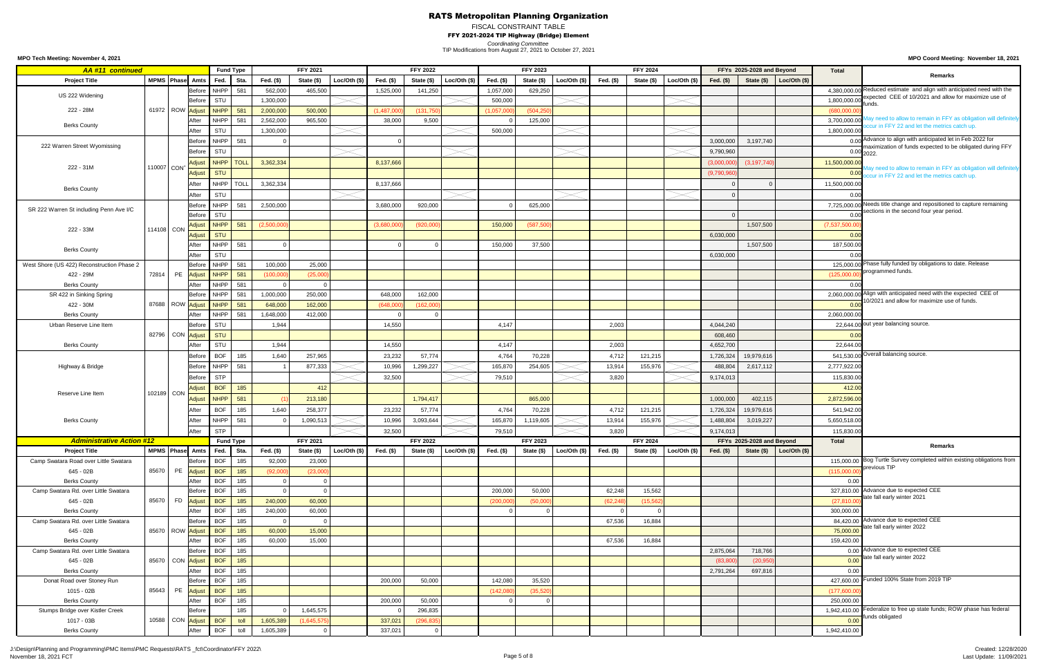# RATS Metropolitan Planning Organization

FISCAL CONSTRAINT TABLE

**FFY 2021-2024 TIP Highway (Bridge) Element**

*Coordinating Committee*

TIP Modifications from August 27, 2021 to October 27, 2021

**MPO Tech Meeting: November 4, 2021** | **MPO Coord Meeting: November 18, 2021**

| AA #11 continued | | | | Fund Type | | FFY 2021 | | | FFY 2022 | | | FFY 2023 | | | FFY 2024 | | | FFYs 2025-2028 and Beyond | | | Total | Remarks |
|---|---|---|---|---|---|---|---|---|---|---|---|---|---|---|---|---|---|---|---|---|---|---|
| Project Title | MPMS | Phase | Amts | Fed. | Sta. | Fed. ($) | State ($) | Loc/Oth ($) | Fed. ($) | State ($) | Loc/Oth ($) | Fed. ($) | State ($) | Loc/Oth ($) | Fed. ($) | State ($) | Loc/Oth ($) | Fed. ($) | State ($) | Loc/Oth ($) | | |
| US 222 Widening | | | Before | NHPP | 581 | 562,000 | 465,500 | | 1,525,000 | 141,250 | | 1,057,000 | 629,250 | | | | | | | | 4,380,000.00 | Reduced estimate and align with anticipated need with the expected CEE of 10/2021 and allow for maximize use of funds. |
| | | | Before | STU | | 1,300,000 | | | | | | 500,000 | | | | | | | | | 1,800,000.00 | |
| 222 - 28M | 61972 | ROW | Adjust | NHPP | 581 | 2,000,000 | 500,000 | | (1,487,000) | (131,750) | | (1,057,000) | (504,250) | | | | | | | | (680,000.00) | |
| | | | After | NHPP | 581 | 2,562,000 | 965,500 | | 38,000 | 9,500 | | 0 | 125,000 | | | | | | | | 3,700,000.00 | May need to allow to remain in FFY as obligation will definitely occur in FFY 22 and let the metrics catch up. |
| Berks County | | | After | STU | | 1,300,000 | | | | | | 500,000 | | | | | | | | | 1,800,000.00 | |
| 222 Warren Street Wyomissing | | | Before | NHPP | 581 | 0 | | | 0 | | | | | | | | | 3,000,000 | 3,197,740 | | 0.00 | Advance to align with anticipated let in Feb 2022 for maximization of funds expected to be obligated during FFY 2022. |
| | | | Before | STU | | | | | | | | | | | | | | 9,790,960 | | | 0.00 | |
| 222 - 31M | 110007 | CON | Adjust | NHPP | TOLL | 3,362,334 | | | 8,137,666 | | | | | | | | | (3,000,000) | (3,197,740) | | 11,500,000.00 | |
| | | | Adjust | STU | | | | | | | | | | | | | | (9,790,960) | | | 0.00 | May need to allow to remain in FFY as obligation will definitely occur in FFY 22 and let the metrics catch up. |
| Berks County | | | After | NHPP | TOLL | 3,362,334 | | | 8,137,666 | | | | | | | | | 0 | 0 | | 11,500,000.00 | |
| | | | After | STU | | | | | | | | | | | | | | 0 | | | 0.00 | |
| SR 222 Warren St including Penn Ave I/C | | | Before | NHPP | 581 | 2,500,000 | | | 3,680,000 | 920,000 | | 0 | 625,000 | | | | | | | | 7,725,000.00 | Needs title change and repositioned to capture remaining sections in the second four year period. |
| | | | Before | STU | | | | | | | | | | | | | | 0 | | | 0.00 | |
| 222 - 33M | 114108 | CON | Adjust | NHPP | 581 | (2,500,000) | | | (3,680,000) | (920,000) | | 150,000 | (587,500) | | | | | | 1,507,500 | | (7,537,500.00) | |
| | | | Adjust | STU | | | | | | | | | | | | | | 6,030,000 | | | 0.00 | |
| Berks County | | | After | NHPP | 581 | 0 | | | 0 | 0 | | 150,000 | 37,500 | | | | | | 1,507,500 | | 187,500.00 | |
| | | | After | STU | | | | | | | | | | | | | | 6,030,000 | | | 0.00 | |
| West Shore (US 422) Reconstruction Phase 2 | | | Before | NHPP | 581 | 100,000 | 25,000 | | | | | | | | | | | | | | 125,000.00 | Phase fully funded by obligations to date. Release programmed funds. |
| 422 - 29M | 72814 | PE | Adjust | NHPP | 581 | (100,000) | (25,000) | | | | | | | | | | | | | | (125,000.00) | |
| Berks County | | | After | NHPP | 581 | 0 | 0 | | | | | | | | | | | | | | 0.00 | |
| SR 422 in Sinking Spring | | | Before | NHPP | 581 | 1,000,000 | 250,000 | | 648,000 | 162,000 | | | | | | | | | | | 2,060,000.00 | Align with anticipated need with the expected CEE of 10/2021 and allow for maximize use of funds. |
| 422 - 30M | 87688 | ROW | Adjust | NHPP | 581 | 648,000 | 162,000 | | (648,000) | (162,000) | | | | | | | | | | | 0.00 | |
| Berks County | | | After | NHPP | 581 | 1,648,000 | 412,000 | | 0 | 0 | | | | | | | | | | | 2,060,000.00 | |
| Urban Reserve Line Item | | | Before | STU | | 1,944 | | | 14,550 | | | 4,147 | | | 2,003 | | | 4,044,240 | | | 22,644.00 | out year balancing source. |
| | 82796 | CON | Adjust | STU | | | | | | | | | | | | | | 608,460 | | | 0.00 | |
| Berks County | | | After | STU | | 1,944 | | | 14,550 | | | 4,147 | | | 2,003 | | | 4,652,700 | | | 22,644.00 | |
| Highway & Bridge | | | Before | BOF | 185 | 1,640 | 257,965 | | 23,232 | 57,774 | | 4,764 | 70,228 | | 4,712 | 121,215 | | 1,726,324 | 19,979,616 | | 541,530.00 | Overall balancing source. |
| | | | Before | NHPP | 581 | 1 | 877,333 | | 10,996 | 1,299,227 | | 165,870 | 254,605 | | 13,914 | 155,976 | | 488,804 | 2,617,112 | | 2,777,922.00 | |
| | | | Before | STP | | | | | 32,500 | | | 79,510 | | | 3,820 | | | 9,174,013 | | | 115,830.00 | |
| Reserve Line Item | 102189 | CON | Adjust | BOF | 185 | | 412 | | | | | | | | | | | | | | 412.00 | |
| | | | Adjust | NHPP | 581 | (1) | 213,180 | | | 1,794,417 | | | 865,000 | | | | | 1,000,000 | 402,115 | | 2,872,596.00 | |
| | | | After | BOF | 185 | 1,640 | 258,377 | | 23,232 | 57,774 | | 4,764 | 70,228 | | 4,712 | 121,215 | | 1,726,324 | 19,979,616 | | 541,942.00 | |
| Berks County | | | After | NHPP | 581 | 0 | 1,090,513 | | 10,996 | 3,093,644 | | 165,870 | 1,119,605 | | 13,914 | 155,976 | | 1,488,804 | 3,019,227 | | 5,650,518.00 | |
| | | | After | STP | | | | | 32,500 | | | 79,510 | | | 3,820 | | | 9,174,013 | | | 115,830.00 | |

| Administrative Action #12 | | | | Fund Type | | FFY 2021 | | | FFY 2022 | | | FFY 2023 | | | FFY 2024 | | | FFYs 2025-2028 and Beyond | | | Total | Remarks |
|---|---|---|---|---|---|---|---|---|---|---|---|---|---|---|---|---|---|---|---|---|---|---|
| Project Title | MPMS | Phase | Amts | Fed. | Sta. | Fed. ($) | State ($) | Loc/Oth ($) | Fed. ($) | State ($) | Loc/Oth ($) | Fed. ($) | State ($) | Loc/Oth ($) | Fed. ($) | State ($) | Loc/Oth ($) | Fed. ($) | State ($) | Loc/Oth ($) | | |
| Camp Swatara Road over Little Swatara | | | Before | BOF | 185 | 92,000 | 23,000 | | | | | | | | | | | | | | 115,000.00 | Bog Turtle Survey completed within existing obligations from previous TIP |
| 645 - 02B | 85670 | PE | Adjust | BOF | 185 | (92,000) | (23,000) | | | | | | | | | | | | | | (115,000.00) | |
| Berks County | | | After | BOF | 185 | 0 | 0 | | | | | | | | | | | | | | 0.00 | |
| Camp Swatara Rd. over Little Swatara | | | Before | BOF | 185 | 0 | 0 | | | | | 200,000 | 50,000 | | 62,248 | 15,562 | | | | | 327,810.00 | Advance due to expected CEE late fall early winter 2021 |
| 645 - 02B | 85670 | FD | Adjust | BOF | 185 | 240,000 | 60,000 | | | | | (200,000) | (50,000) | | (62,248) | (15,562) | | | | | (27,810.00) | |
| Berks County | | | After | BOF | 185 | 240,000 | 60,000 | | | | | 0 | 0 | | 0 | 0 | | | | | 300,000.00 | |
| Camp Swatara Rd. over Little Swatara | | | Before | BOF | 185 | 0 | 0 | | | | | | | | 67,536 | 16,884 | | | | | 84,420.00 | Advance due to expected CEE late fall early winter 2022 |
| 645 - 02B | 85670 | ROW | Adjust | BOF | 185 | 60,000 | 15,000 | | | | | | | | | | | | | | 75,000.00 | |
| Berks County | | | After | BOF | 185 | 60,000 | 15,000 | | | | | | | | 67,536 | 16,884 | | | | | 159,420.00 | |
| Camp Swatara Rd. over Little Swatara | | | Before | BOF | 185 | | | | | | | | | | | | | 2,875,064 | 718,766 | | 0.00 | Advance due to expected CEE late fall early winter 2022 |
| 645 - 02B | 85670 | CON | Adjust | BOF | 185 | | | | | | | | | | | | | (83,800) | (20,950) | | 0.00 | |
| Berks County | | | After | BOF | 185 | | | | | | | | | | | | | 2,791,264 | 697,816 | | 0.00 | |
| Donat Road over Stoney Run | | | Before | BOF | 185 | | | | 200,000 | 50,000 | | 142,080 | 35,520 | | | | | | | | 427,600.00 | Funded 100% State from 2019 TIP |
| 1015 - 02B | 85643 | PE | Adjust | BOF | 185 | | | | | | | (142,080) | (35,520) | | | | | | | | (177,600.00) | |
| Berks County | | | After | BOF | 185 | | | | 200,000 | 50,000 | | 0 | 0 | | | | | | | | 250,000.00 | |
| Stumps Bridge over Kistler Creek | | | Before | | 185 | 0 | 1,645,575 | | 0 | 296,835 | | | | | | | | | | | 1,942,410.00 | Federalize to free up state funds; ROW phase has federal funds obligated |
| 1017 - 03B | 10588 | CON | Adjust | BOF | toll | 1,605,389 | (1,645,575) | | 337,021 | (296,835) | | | | | | | | | | | 0.00 | |
| Berks County | | | After | BOF | toll | 1,605,389 | 0 | | 337,021 | 0 | | | | | | | | | | | 1,942,410.00 | |

J:\Design\Planning and Programming\PMC Items\PMC Requests\RATS _fct\Coordinator\FFY 2022\
November 18, 2021 FCT

Created: 12/28/2020
Last Update: 11/09/2021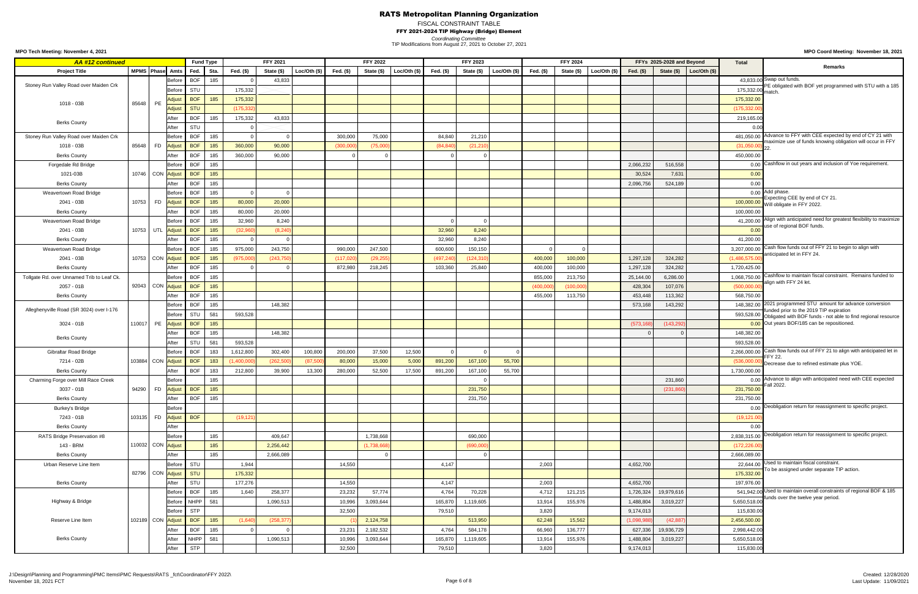# RATS Metropolitan Planning Organization

FISCAL CONSTRAINT TABLE

**FFY 2021-2024 TIP Highway (Bridge) Element**

*Coordinating Committee*

TIP Modifications from August 27, 2021 to October 27, 2021

**MPO Tech Meeting: November 4, 2021**

**MPO Coord Meeting: November 18, 2021**

| *AA #12 continued* | | | | Fund Type | | FFY 2021 | | | FFY 2022 | | | FFY 2023 | | | FFY 2024 | | | FFYs 2025-2028 and Beyond | | | Total | Remarks |
|---|---|---|---|---|---|---|---|---|---|---|---|---|---|---|---|---|---|---|---|---|---|---|
| **Project Title** | **MPMS** | **Phase** | **Amts** | **Fed.** | **Sta.** | **Fed. ($)** | **State ($)** | **Loc/Oth ($)** | **Fed. ($)** | **State ($)** | **Loc/Oth ($)** | **Fed. ($)** | **State ($)** | **Loc/Oth ($)** | **Fed. ($)** | **State ($)** | **Loc/Oth ($)** | **Fed. ($)** | **State ($)** | **Loc/Oth ($)** | | |
| Stoney Run Valley Road over Maiden Crk | | | Before | BOF | 185 | 0 | 43,833 | | | | | | | | | | | | | | 43,833.00 | Swap out funds. |
| | | | Before | STU | | 175,332 | | | | | | | | | | | | | | | 175,332.00 | PE obligated with BOF yet programmed with STU with a 185 match. |
| 1018 - 03B | 85648 | PE | Adjust | BOF | 185 | 175,332 | | | | | | | | | | | | | | | 175,332.00 | |
| | | | Adjust | STU | | (175,332) | | | | | | | | | | | | | | | (175,332.00) | |
| Berks County | | | After | BOF | 185 | 175,332 | 43,833 | | | | | | | | | | | | | | 219,165.00 | |
| | | | After | STU | | 0 | | | | | | | | | | | | | | | 0.00 | |
| Stoney Run Valley Road over Maiden Crk | | | Before | BOF | 185 | 0 | 0 | | 300,000 | 75,000 | | 84,840 | 21,210 | | | | | | | | 481,050.00 | Advance to FFY with CEE expected by end of CY 21 with maximize use of funds knowing obligation will occur in FFY 22. |
| 1018 - 03B | 85648 | FD | Adjust | BOF | 185 | 360,000 | 90,000 | | (300,000) | (75,000) | | (84,840) | (21,210) | | | | | | | | (31,050.00) | |
| Berks County | | | After | BOF | 185 | 360,000 | 90,000 | | 0 | 0 | | 0 | 0 | | | | | | | | 450,000.00 | |
| Forgedale Rd Bridge | | | Before | BOF | 185 | | | | | | | | | | | | | 2,066,232 | 516,558 | | 0.00 | Cashflow in out years and inclusion of Yoe requirement. |
| 1021-03B | 10746 | CON | Adjust | BOF | 185 | | | | | | | | | | | | | 30,524 | 7,631 | | 0.00 | |
| Berks County | | | After | BOF | 185 | | | | | | | | | | | | | 2,096,756 | 524,189 | | 0.00 | |
| Weavertown Road Bridge | | | Before | BOF | 185 | 0 | 0 | | | | | | | | | | | | | | 0.00 | Add phase. Expecting CEE by end of CY 21. Will obligate in FFY 2022. |
| 2041 - 03B | 10753 | FD | Adjust | BOF | 185 | 80,000 | 20,000 | | | | | | | | | | | | | | 100,000.00 | |
| Berks County | | | After | BOF | 185 | 80,000 | 20,000 | | | | | | | | | | | | | | 100,000.00 | |
| Weavertown Road Bridge | | | Before | BOF | 185 | 32,960 | 8,240 | | | | | 0 | 0 | | | | | | | | 41,200.00 | Align with anticipated need for greatest flexibility to maximize use of regional BOF funds. |
| 2041 - 03B | 10753 | UTL | Adjust | BOF | 185 | (32,960) | (8,240) | | | | | 32,960 | 8,240 | | | | | | | | 0.00 | |
| Berks County | | | After | BOF | 185 | 0 | 0 | | | | | 32,960 | 8,240 | | | | | | | | 41,200.00 | |
| Weavertown Road Bridge | | | Before | BOF | 185 | 975,000 | 243,750 | | 990,000 | 247,500 | | 600,600 | 150,150 | | 0 | 0 | | | | | 3,207,000.00 | Cash flow funds out of FFY 21 to begin to align with anticipated let in FFY 24. |
| 2041 - 03B | 10753 | CON | Adjust | BOF | 185 | (975,000) | (243,750) | | (117,020) | (29,255) | | (497,240) | (124,310) | | 400,000 | 100,000 | | 1,297,128 | 324,282 | | (1,486,575.00) | |
| Berks County | | | After | BOF | 185 | 0 | 0 | | 872,980 | 218,245 | | 103,360 | 25,840 | | 400,000 | 100,000 | | 1,297,128 | 324,282 | | 1,720,425.00 | |
| Tollgate Rd. over Unnamed Trib to Leaf Ck. | | | Before | BOF | 185 | | | | | | | | | | 855,000 | 213,750 | | 25,144.00 | 6,286.00 | | 1,068,750.00 | Cashflow to maintain fiscal constraint. Remains funded to align with FFY 24 let. |
| 2057 - 01B | 92043 | CON | Adjust | BOF | 185 | | | | | | | | | | (400,000) | (100,000) | | 428,304 | 107,076 | | (500,000.00) | |
| Berks County | | | After | BOF | 185 | | | | | | | | | | 455,000 | 113,750 | | 453,448 | 113,362 | | 568,750.00 | |
| Alleghenyville Road (SR 3024) over I-176 | | | Before | BOF | 185 | | 148,382 | | | | | | | | | | | 573,168 | 143,292 | | 148,382.00 | 2021 programmed STU amount for advance conversion funded prior to the 2019 TIP expiration |
| | | | Before | STU | 581 | 593,528 | | | | | | | | | | | | | | | 593,528.00 | Obligated with BOF funds - not able to find regional resource |
| 3024 - 01B | 110017 | PE | Adjust | BOF | 185 | | | | | | | | | | | | | (573,168) | (143,292) | | 0.00 | Out years BOF/185 can be repositioned. |
| Berks County | | | After | BOF | 185 | | 148,382 | | | | | | | | | | | 0 | 0 | | 148,382.00 | |
| | | | After | STU | 581 | 593,528 | | | | | | | | | | | | | | | 593,528.00 | |
| Gibraltar Road Bridge | | | Before | BOF | 183 | 1,612,800 | 302,400 | 100,800 | 200,000 | 37,500 | 12,500 | 0 | 0 | 0 | | | | | | | 2,266,000.00 | Cash flow funds out of FFY 21 to align with anticipated let in FFY 22. Decrease due to refined estimate plus YOE. |
| 7214 - 02B | 103884 | CON | Adjust | BOF | 183 | (1,400,000) | (262,500) | (87,500) | 80,000 | 15,000 | 5,000 | 891,200 | 167,100 | 55,700 | | | | | | | (536,000.00) | |
| Berks County | | | After | BOF | 183 | 212,800 | 39,900 | 13,300 | 280,000 | 52,500 | 17,500 | 891,200 | 167,100 | 55,700 | | | | | | | 1,730,000.00 | |
| Charming Forge over Mill Race Creek | | | Before | | 185 | | | | | | | | 0 | | | | | | 231,860 | | 0.00 | Advance to align with anticipated need with CEE expected Fall 2022. |
| 3037 - 01B | 94290 | FD | Adjust | BOF | 185 | | | | | | | | 231,750 | | | | | | (231,860) | | 231,750.00 | |
| Berks County | | | After | BOF | 185 | | | | | | | | 231,750 | | | | | | | | 231,750.00 | |
| Burkey's Bridge | | | Before | | | | | | | | | | | | | | | | | | 0.00 | Deobligation return for reassignment to specific project. |
| 7243 - 01B | 103135 | FD | Adjust | BOF | | (19,121) | | | | | | | | | | | | | | | (19,121.00) | |
| Berks County | | | After | | | | | | | | | | | | | | | | | | 0.00 | |
| RATS Bridge Preservation #8 | | | Before | | 185 | | 409,647 | | | 1,738,668 | | | 690,000 | | | | | | | | 2,838,315.00 | Deobligation return for reassignment to specific project. |
| 143 - BRM | 110032 | CON | Adjust | | 185 | | 2,256,442 | | | (1,738,668) | | | (690,000) | | | | | | | | (172,226.00) | |
| Berks County | | | After | | 185 | | 2,666,089 | | | 0 | | | 0 | | | | | | | | 2,666,089.00 | |
| Urban Reserve Line Item | | | Before | STU | | 1,944 | | | 14,550 | | | 4,147 | | | 2,003 | | | 4,652,700 | | | 22,644.00 | Used to maintain fiscal constraint. To be assigned under separate TIP action. |
| | 82796 | CON | Adjust | STU | | 175,332 | | | | | | | | | | | | | | | 175,332.00 | |
| Berks County | | | After | STU | | 177,276 | | | 14,550 | | | 4,147 | | | 2,003 | | | 4,652,700 | | | 197,976.00 | |
| | | | Before | BOF | 185 | 1,640 | 258,377 | | 23,232 | 57,774 | | 4,764 | 70,228 | | 4,712 | 121,215 | | 1,726,324 | 19,979,616 | | 541,942.00 | Used to maintain overall constraints of regional BOF & 185 funds over the twelve year period. |
| Highway & Bridge | | | Before | NHPP | 581 | | 1,090,513 | | 10,996 | 3,093,644 | | 165,870 | 1,119,605 | | 13,914 | 155,976 | | 1,488,804 | 3,019,227 | | 5,650,518.00 | |
| | | | Before | STP | | | | | 32,500 | | | 79,510 | | | 3,820 | | | 9,174,013 | | | 115,830.00 | |
| Reserve Line Item | 102189 | CON | Adjust | BOF | 185 | (1,640) | (258,377) | | (1) | 2,124,758 | | | 513,950 | | 62,248 | 15,562 | | (1,098,988) | (42,887) | | 2,456,500.00 | |
| | | | After | BOF | 185 | | 0 | | 23,231 | 2,182,532 | | 4,764 | 584,178 | | 66,960 | 136,777 | | 627,336 | 19,936,729 | | 2,998,442.00 | |
| Berks County | | | After | NHPP | 581 | | 1,090,513 | | 10,996 | 3,093,644 | | 165,870 | 1,119,605 | | 13,914 | 155,976 | | 1,488,804 | 3,019,227 | | 5,650,518.00 | |
| | | | After | STP | | | | | 32,500 | | | 79,510 | | | 3,820 | | | 9,174,013 | | | 115,830.00 | |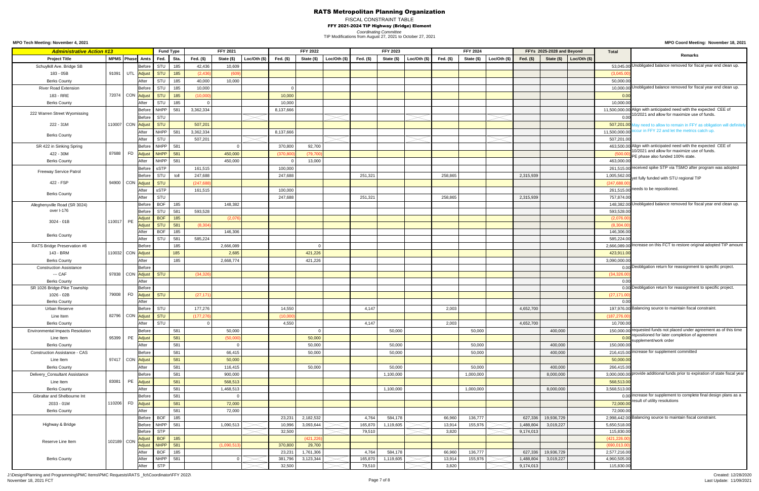# RATS Metropolitan Planning Organization

FISCAL CONSTRAINT TABLE

**FFY 2021-2024 TIP Highway (Bridge) Element**

*Coordinating Committee*

TIP Modifications from August 27, 2021 to October 27, 2021

**MPO Tech Meeting: November 4, 2021** | **MPO Coord Meeting: November 18, 2021**

| *Administrative Action #13* | | | | Fund Type | | FFY 2021 | | | FFY 2022 | | | FFY 2023 | | | FFY 2024 | | | FFYs 2025-2028 and Beyond | | | Total | Remarks |
|---|---|---|---|---|---|---|---|---|---|---|---|---|---|---|---|---|---|---|---|---|---|---|
| **Project Title** | **MPMS** | **Phase** | **Amts** | **Fed.** | **Sta.** | **Fed. ($)** | **State ($)** | **Loc/Oth ($)** | **Fed. ($)** | **State ($)** | **Loc/Oth ($)** | **Fed. ($)** | **State ($)** | **Loc/Oth ($)** | **Fed. ($)** | **State ($)** | **Loc/Oth ($)** | **Fed. ($)** | **State ($)** | **Loc/Oth ($)** | | |
| Schuylkill Ave. Bridge SB | | | Before | STU | 185 | 42,436 | 10,609 | | | | | | | | | | | | | | 53,045.00 | Unobligated balance removed for fiscal year end clean up. |
| 183 - 05B | 91091 | UTL | Adjust | STU | 185 | (2,436) | (609) | | | | | | | | | | | | | | (3,045.00) | |
| Berks County | | | After | STU | 185 | 40,000 | 10,000 | | | | | | | | | | | | | | 50,000.00 | |
| River Road Extension | | | Before | STU | 185 | 10,000 | | | 0 | | | | | | | | | | | | 10,000.00 | Unobligated balance removed for fiscal year end clean up. |
| 183 - RRE | 72074 | CON | Adjust | STU | 185 | (10,000) | | | 10,000 | | | | | | | | | | | | 0.00 | |
| Berks County | | | After | STU | 185 | 0 | | | 10,000 | | | | | | | | | | | | 10,000.00 | |
| 222 Warren Street Wyomissing | | | Before | NHPP | 581 | 3,362,334 | | | 8,137,666 | | | | | | | | | | | | 11,500,000.00 | Align with anticipated need with the expected CEE of 10/2021 and allow for maximize use of funds. |
| | | | Before | STU | | | | | | | | | | | | | | | | | 0.00 | |
| 222 - 31M | 110007 | CON | Adjust | STU | | 507,201 | | | | | | | | | | | | | | | 507,201.00 | May need to allow to remain in FFY as obligation will definitely occur in FFY 22 and let the metrics catch up. |
| Berks County | | | After | NHPP | 581 | 3,362,334 | | | 8,137,666 | | | | | | | | | | | | 11,500,000.00 | |
| | | | After | STU | | 507,201 | | | | | | | | | | | | | | | 507,201.00 | |
| SR 422 in Sinking Spring | | | Before | NHPP | 581 | | 0 | | 370,800 | 92,700 | | | | | | | | | | | 463,500.00 | Align with anticipated need with the expected CEE of 10/2021 and allow for maximize use of funds. PE phase also funded 100% state. |
| 422 - 30M | 87688 | FD | Adjust | NHPP | 581 | | 450,000 | | (370,800) | (79,700) | | | | | | | | | | | (500.00) | |
| Berks County | | | After | NHPP | 581 | | 450,000 | | 0 | 13,000 | | | | | | | | | | | 463,000.00 | |
| Freeway Service Patrol | | | Before | sSTP | | 161,515 | | | 100,000 | | | | | | | | | | | | 261,515.00 | received spike STP via TSMO after program was adopted yet fully funded with STU regional TIP needs to be repositioned. |
| | | | Before | STU | toll | 247,688 | | | 247,688 | | | 251,321 | | | 258,865 | | | 2,315,939 | | | 1,005,562.00 | |
| 422 - FSP | 94900 | CON | Adjust | STU | | (247,688) | | | | | | | | | | | | | | | (247,688.00) | |
| Berks County | | | After | sSTP | | 161,515 | | | 100,000 | | | | | | | | | | | | 261,515.00 | |
| | | | After | STU | | | | | 247,688 | | | 251,321 | | | 258,865 | | | 2,315,939 | | | 757,874.00 | |
| Alleghenyville Road (SR 3024) over I-176 | | | Before | BOF | 185 | | 148,382 | | | | | | | | | | | | | | 148,382.00 | Unobligated balance removed for fiscal year end clean up. |
| | | | Before | STU | 581 | 593,528 | | | | | | | | | | | | | | | 593,528.00 | |
| 3024 - 01B | 110017 | PE | Adjust | BOF | 185 | | (2,076) | | | | | | | | | | | | | | (2,076.00) | |
| | | | Adjust | STU | 581 | (8,304) | | | | | | | | | | | | | | | (8,304.00) | |
| Berks County | | | After | BOF | 185 | | 146,306 | | | | | | | | | | | | | | 146,306.00 | |
| | | | After | STU | 581 | 585,224 | | | | | | | | | | | | | | | 585,224.00 | |
| RATS Bridge Preservation #8 | | | Before | | 185 | | 2,666,089 | | | 0 | | | | | | | | | | | 2,666,089.00 | Increase on this FCT to restore original adopted TIP amount |
| 143 - BRM | 110032 | CON | Adjust | | 185 | | 2,685 | | | 421,226 | | | | | | | | | | | 423,911.00 | |
| Berks County | | | After | | 185 | | 2,668,774 | | | 421,226 | | | | | | | | | | | 3,090,000.00 | |
| Construction Assistance | | | Before | | | | | | | | | | | | | | | | | | 0.00 | Deobligation return for reassignment to specific project. |
| --- CAF | 97838 | CON | Adjust | STU | | (34,326) | | | | | | | | | | | | | | | (34,326.00) | |
| Berks County | | | After | | | | | | | | | | | | | | | | | | 0.00 | |
| SR 1026 Bridge-Pike Township | | | Before | | | | | | | | | | | | | | | | | | 0.00 | Deobligation return for reassignment to specific project. |
| 1026 - 02B | 79008 | FD | Adjust | STU | | (27,171) | | | | | | | | | | | | | | | (27,171.00) | |
| Berks County | | | After | | | | | | | | | | | | | | | | | | 0.00 | |
| Urban Reserve | | | Before | STU | | 177,276 | | | 14,550 | | | 4,147 | | | 2,003 | | | 4,652,700 | | | 197,976.00 | Balancing source to maintain fiscal constraint. |
| Line Item | 82796 | CON | Adjust | STU | | (177,276) | | | (10,000) | | | | | | | | | | | | (187,276.00) | |
| Berks County | | | After | STU | | 0 | | | 4,550 | | | 4,147 | | | 2,003 | | | 4,652,700 | | | 10,700.00 | |
| Environmental Impacts Resolution | | | Before | | 581 | | 50,000 | | | 0 | | | 50,000 | | | 50,000 | | | 400,000 | | 150,000.00 | requested funds not placed under agreement as of this time repositioned for later completion of agreement supplement/work order |
| Line Item | 95399 | PE | Adjust | | 581 | | (50,000) | | | 50,000 | | | | | | | | | | | 0.00 | |
| Berks County | | | After | | 581 | | 0 | | | 50,000 | | | 50,000 | | | 50,000 | | | 400,000 | | 150,000.00 | |
| Construction Assistance - CAS | | | Before | | 581 | | 66,415 | | | 50,000 | | | 50,000 | | | 50,000 | | | 400,000 | | 216,415.00 | increase for supplement committed |
| Line Item | 97417 | CON | Adjust | | 581 | | 50,000 | | | | | | | | | | | | | | 50,000.00 | |
| Berks County | | | After | | 581 | | 116,415 | | | 50,000 | | | 50,000 | | | 50,000 | | | 400,000 | | 266,415.00 | |
| Delivery_Consultant Assistance | | | Before | | 581 | | 900,000 | | | | | | 1,100,000 | | | 1,000,000 | | | 8,000,000 | | 3,000,000.00 | provide additional funds prior to expiration of state fiscal year |
| Line Item | 83081 | PE | Adjust | | 581 | | 568,513 | | | | | | | | | | | | | | 568,513.00 | |
| Berks County | | | After | | 581 | | 1,468,513 | | | | | | 1,100,000 | | | 1,000,000 | | | 8,000,000 | | 3,568,513.00 | |
| Gibraltar and Shelbourne Int | | | Before | | 581 | | 0 | | | | | | | | | | | | | | 0.00 | increase for supplement to complete final design plans as a result of utility resolutions |
| 2033 - 01M | 110206 | FD | Adjust | | 581 | | 72,000 | | | | | | | | | | | | | | 72,000.00 | |
| Berks County | | | After | | 581 | | 72,000 | | | | | | | | | | | | | | 72,000.00 | |
| Highway & Bridge | | | Before | BOF | 185 | | | | 23,231 | 2,182,532 | | 4,764 | 584,178 | | 66,960 | 136,777 | | 627,336 | 19,936,729 | | 2,998,442.00 | Balancing source to maintain fiscal constraint. |
| | | | Before | NHPP | 581 | | 1,090,513 | | 10,996 | 3,093,644 | | 165,870 | 1,119,605 | | 13,914 | 155,976 | | 1,488,804 | 3,019,227 | | 5,650,518.00 | |
| | | | Before | STP | | | | | 32,500 | | | 79,510 | | | 3,820 | | | 9,174,013 | | | 115,830.00 | |
| Reserve Line Item | 102189 | CON | Adjust | BOF | 185 | | | | | (421,226) | | | | | | | | | | | (421,226.00) | |
| | | | Adjust | NHPP | 581 | | (1,090,513) | | 370,800 | 29,700 | | | | | | | | | | | (690,013.00) | |
| | | | After | BOF | 185 | | | | 23,231 | 1,761,306 | | 4,764 | 584,178 | | 66,960 | 136,777 | | 627,336 | 19,936,729 | | 2,577,216.00 | |
| Berks County | | | After | NHPP | 581 | | 0 | | 381,796 | 3,123,344 | | 165,870 | 1,119,605 | | 13,914 | 155,976 | | 1,488,804 | 3,019,227 | | 4,960,505.00 | |
| | | | After | STP | | | | | 32,500 | | | 79,510 | | | 3,820 | | | 9,174,013 | | | 115,830.00 | |

J:\Design\Planning and Programming\PMC Items\PMC Requests\RATS _fct\Coordinator\FFY 2022\
November 18, 2021 FCT

Created: 12/28/2020
Last Update: 11/09/2021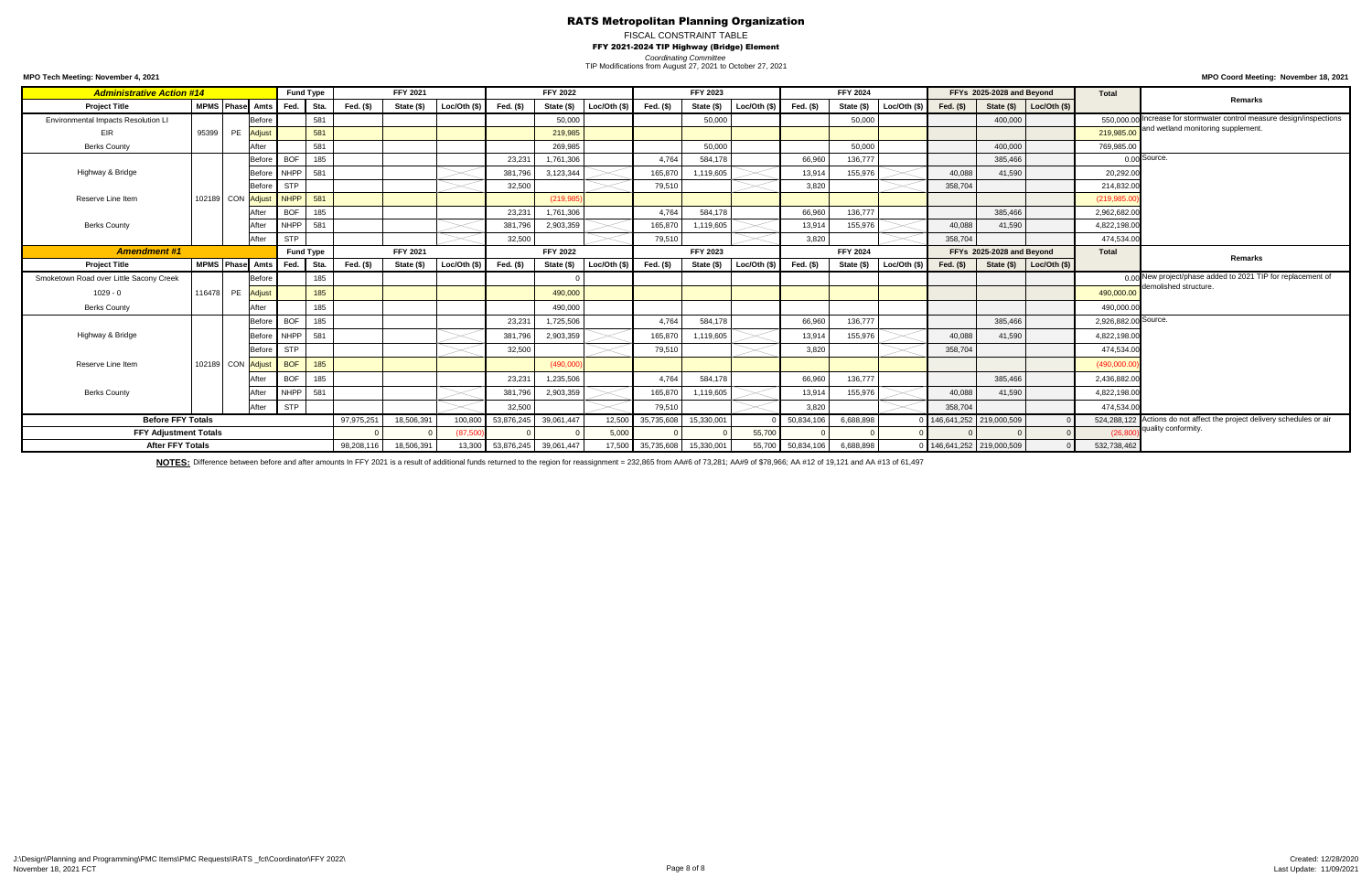# RATS Metropolitan Planning Organization

FISCAL CONSTRAINT TABLE

**FFY 2021-2024 TIP Highway (Bridge) Element**

*Coordinating Committee*

TIP Modifications from August 27, 2021 to October 27, 2021

**MPO Tech Meeting: November 4, 2021** | **MPO Coord Meeting: November 18, 2021**

| Administrative Action #14 | | | | Fund Type | | FFY 2021 | | | FFY 2022 | | | FFY 2023 | | | FFY 2024 | | | FFYs 2025-2028 and Beyond | | | Total | Remarks |
|---|---|---|---|---|---|---|---|---|---|---|---|---|---|---|---|---|---|---|---|---|---|---|
| Project Title | MPMS | Phase | Amts | Fed. | Sta. | Fed. ($) | State ($) | Loc/Oth ($) | Fed. ($) | State ($) | Loc/Oth ($) | Fed. ($) | State ($) | Loc/Oth ($) | Fed. ($) | State ($) | Loc/Oth ($) | Fed. ($) | State ($) | Loc/Oth ($) | | |
| Environmental Impacts Resolution LI | | | Before | | 581 | | | | | 50,000 | | | 50,000 | | | 50,000 | | | 400,000 | | 550,000.00 | Increase for stormwater control measure design/inspections and wetland monitoring supplement. |
| EIR | 95399 | PE | Adjust | | 581 | | | | | 219,985 | | | | | | | | | | | 219,985.00 | |
| Berks County | | | After | | 581 | | | | | 269,985 | | | 50,000 | | | 50,000 | | | 400,000 | | 769,985.00 | |
| Highway & Bridge | | | Before | BOF | 185 | | | | 23,231 | 1,761,306 | | 4,764 | 584,178 | | 66,960 | 136,777 | | | 385,466 | | 0.00 | Source. |
| | | | Before | NHPP | 581 | | | | 381,796 | 3,123,344 | | 165,870 | 1,119,605 | | 13,914 | 155,976 | | 40,088 | 41,590 | | 20,292.00 | |
| | | | Before | STP | | | | | 32,500 | | | 79,510 | | | 3,820 | | | 358,704 | | | 214,832.00 | |
| Reserve Line Item | 102189 | CON | Adjust | NHPP | 581 | | | | | (219,985) | | | | | | | | | | | (219,985.00) | |
| | | | After | BOF | 185 | | | | 23,231 | 1,761,306 | | 4,764 | 584,178 | | 66,960 | 136,777 | | | 385,466 | | 2,962,682.00 | |
| Berks County | | | After | NHPP | 581 | | | | 381,796 | 2,903,359 | | 165,870 | 1,119,605 | | 13,914 | 155,976 | | 40,088 | 41,590 | | 4,822,198.00 | |
| | | | After | STP | | | | | 32,500 | | | 79,510 | | | 3,820 | | | 358,704 | | | 474,534.00 | |
| **Amendment #1** | | | | Fund Type | | FFY 2021 | | | FFY 2022 | | | FFY 2023 | | | FFY 2024 | | | FFYs 2025-2028 and Beyond | | | Total | Remarks |
| Project Title | MPMS | Phase | Amts | Fed. | Sta. | Fed. ($) | State ($) | Loc/Oth ($) | Fed. ($) | State ($) | Loc/Oth ($) | Fed. ($) | State ($) | Loc/Oth ($) | Fed. ($) | State ($) | Loc/Oth ($) | Fed. ($) | State ($) | Loc/Oth ($) | | |
| Smoketown Road over Little Sacony Creek | | | Before | | 185 | | | | | 0 | | | | | | | | | | | 0.00 | New project/phase added to 2021 TIP for replacement of demolished structure. |
| 1029 - 0 | 116478 | PE | Adjust | | 185 | | | | | 490,000 | | | | | | | | | | | 490,000.00 | |
| Berks County | | | After | | 185 | | | | | 490,000 | | | | | | | | | | | 490,000.00 | |
| Highway & Bridge | | | Before | BOF | 185 | | | | 23,231 | 1,725,506 | | 4,764 | 584,178 | | 66,960 | 136,777 | | | 385,466 | | 2,926,882.00 | Source. |
| | | | Before | NHPP | 581 | | | | 381,796 | 2,903,359 | | 165,870 | 1,119,605 | | 13,914 | 155,976 | | 40,088 | 41,590 | | 4,822,198.00 | |
| | | | Before | STP | | | | | 32,500 | | | 79,510 | | | 3,820 | | | 358,704 | | | 474,534.00 | |
| Reserve Line Item | 102189 | CON | Adjust | BOF | 185 | | | | | (490,000) | | | | | | | | | | | (490,000.00) | |
| | | | After | BOF | 185 | | | | 23,231 | 1,235,506 | | 4,764 | 584,178 | | 66,960 | 136,777 | | | 385,466 | | 2,436,882.00 | |
| Berks County | | | After | NHPP | 581 | | | | 381,796 | 2,903,359 | | 165,870 | 1,119,605 | | 13,914 | 155,976 | | 40,088 | 41,590 | | 4,822,198.00 | |
| | | | After | STP | | | | | 32,500 | | | 79,510 | | | 3,820 | | | 358,704 | | | 474,534.00 | |
| **Before FFY Totals** | | | | | | 97,975,251 | 18,506,391 | 100,800 | 53,876,245 | 39,061,447 | 12,500 | 35,735,608 | 15,330,001 | 0 | 50,834,106 | 6,688,898 | 0 | 146,641,252 | 219,000,509 | 0 | 524,288,122 | Actions do not affect the project delivery schedules or air quality conformity. |
| **FFY Adjustment Totals** | | | | | | 0 | 0 | (87,500) | 0 | 0 | 5,000 | 0 | 0 | 55,700 | 0 | 0 | 0 | 0 | 0 | 0 | (26,800) | |
| **After FFY Totals** | | | | | | 98,208,116 | 18,506,391 | 13,300 | 53,876,245 | 39,061,447 | 17,500 | 35,735,608 | 15,330,001 | 55,700 | 50,834,106 | 6,688,898 | 0 | 146,641,252 | 219,000,509 | 0 | 532,738,462 | |

**NOTES:** Difference between before and after amounts In FFY 2021 is a result of additional funds returned to the region for reassignment = 232,865 from AA#6 of 73,281; AA#9 of $78,966; AA #12 of 19,121 and AA #13 of 61,497

J:\Design\Planning and Programming\PMC Items\PMC Requests\RATS _fct\Coordinator\FFY 2022\
November 18, 2021 FCT

Created: 12/28/2020
Last Update: 11/09/2021